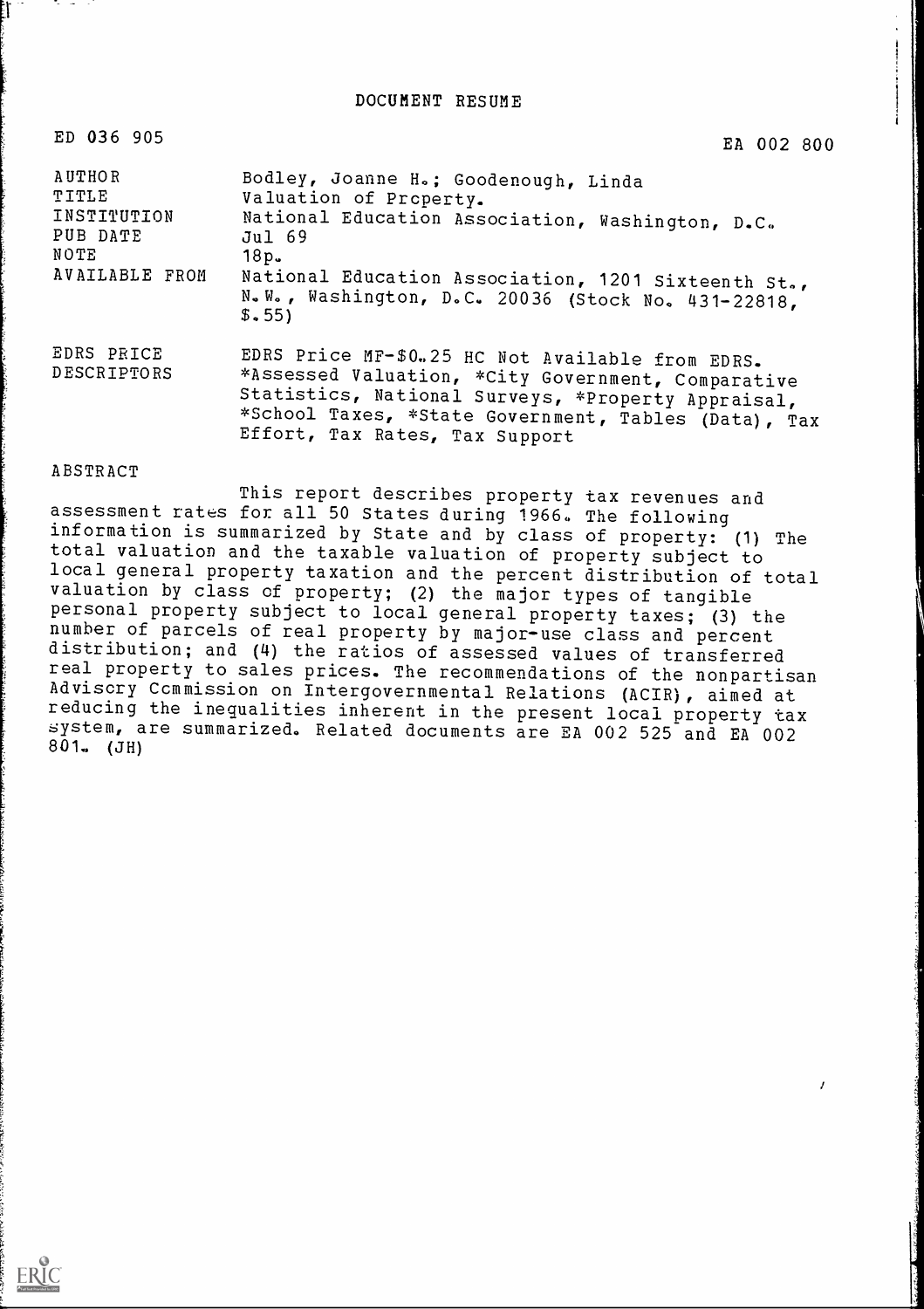# DOCUMENT RESUME

ED 036 905 EA 002 800

| | |
|---|---|
| AUTHOR | Bodley, Joanne H.; Goodenough, Linda |
| TITLE | Valuation of Prcperty. |
| INSTITUTION | National Education Association, Washington, D.C. |
| PUB DATE | Jul 69 |
| NOTE | 18p. |
| AVAILABLE FROM | National Education Association, 1201 Sixteenth St., N.W., Washington, D.C. 20036 (Stock No. 431-22818, $.55) |
| EDRS PRICE | EDRS Price MF-$0.25 HC Not Available from EDRS. |
| DESCRIPTORS | *Assessed Valuation, *City Government, Comparative Statistics, National Surveys, *Property Appraisal, *School Taxes, *State Government, Tables (Data), Tax Effort, Tax Rates, Tax Support |

ABSTRACT

This report describes property tax revenues and assessment rates for all 50 States during 1966. The following information is summarized by State and by class of property: (1) The total valuation and the taxable valuation of property subject to local general property taxation and the percent distribution of total valuation by class of property; (2) the major types of tangible personal property subject to local general property taxes; (3) the number of parcels of real property by major-use class and percent distribution; and (4) the ratios of assessed values of transferred real property to sales prices. The recommendations of the nonpartisan Advisory Ccmmission on Intergovernmental Relations (ACIR), aimed at reducing the inequalities inherent in the present local property tax system, are summarized. Related documents are EA 002 525 and EA 002 801. (JH)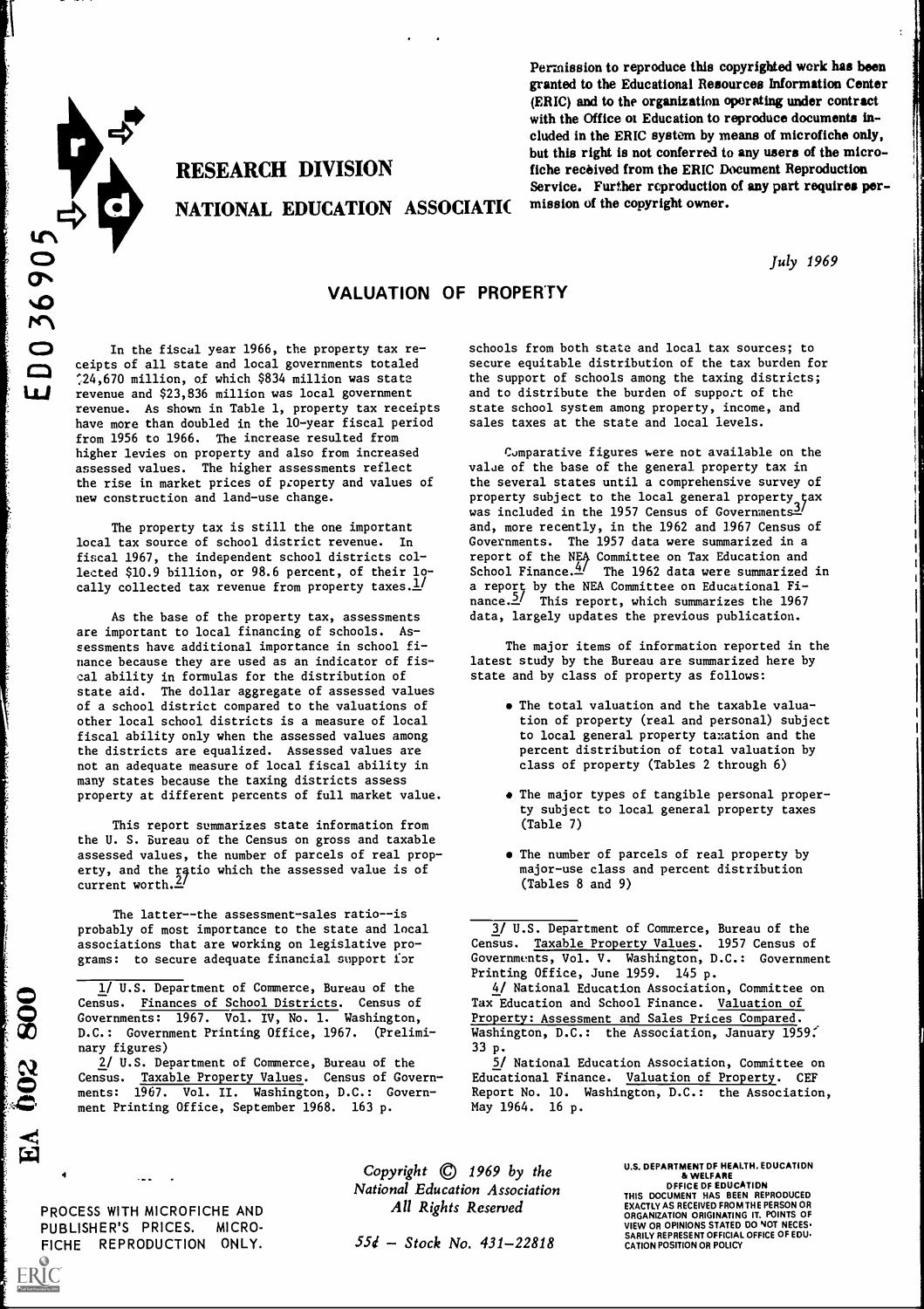Permission to reproduce this copyrighted work has been granted to the Educational Resources Information Center (ERIC) and to the organization operating under contract with the Office of Education to reproduce documents included in the ERIC system by means of microfiche only, but this right is not conferred to any users of the microfiche received from the ERIC Document Reproduction Service. Further reproduction of any part requires permission of the copyright owner.

# RESEARCH DIVISION

## NATIONAL EDUCATION ASSOCIATION

*July 1969*

# VALUATION OF PROPERTY

In the fiscal year 1966, the property tax receipts of all state and local governments totaled $24,670 million, of which $834 million was state revenue and $23,836 million was local government revenue. As shown in Table 1, property tax receipts have more than doubled in the 10-year fiscal period from 1956 to 1966. The increase resulted from higher levies on property and also from increased assessed values. The higher assessments reflect the rise in market prices of property and values of new construction and land-use change.

The property tax is still the one important local tax source of school district revenue. In fiscal 1967, the independent school districts collected $10.9 billion, or 98.6 percent, of their locally collected tax revenue from property taxes.[1]

As the base of the property tax, assessments are important to local financing of schools. Assessments have additional importance in school finance because they are used as an indicator of fiscal ability in formulas for the distribution of state aid. The dollar aggregate of assessed values of a school district compared to the valuations of other local school districts is a measure of local fiscal ability only when the assessed values among the districts are equalized. Assessed values are not an adequate measure of local fiscal ability in many states because the taxing districts assess property at different percents of full market value.

This report summarizes state information from the U. S. Bureau of the Census on gross and taxable assessed values, the number of parcels of real property, and the ratio which the assessed value is of current worth.[2]

The latter--the assessment-sales ratio--is probably of most importance to the state and local associations that are working on legislative programs: to secure adequate financial support for schools from both state and local tax sources; to secure equitable distribution of the tax burden for the support of schools among the taxing districts; and to distribute the burden of support of the state school system among property, income, and sales taxes at the state and local levels.

Comparative figures were not available on the value of the base of the general property tax in the several states until a comprehensive survey of property subject to the local general property tax was included in the 1957 Census of Governments[3] and, more recently, in the 1962 and 1967 Census of Governments. The 1957 data were summarized in a report of the NEA Committee on Tax Education and School Finance.[4] The 1962 data were summarized in a report by the NEA Committee on Educational Finance.[5] This report, which summarizes the 1967 data, largely updates the previous publication.

The major items of information reported in the latest study by the Bureau are summarized here by state and by class of property as follows:

- The total valuation and the taxable valuation of property (real and personal) subject to local general property taxation and the percent distribution of total valuation by class of property (Tables 2 through 6)
- The major types of tangible personal property subject to local general property taxes (Table 7)
- The number of parcels of real property by major-use class and percent distribution (Tables 8 and 9)

---

1/ U.S. Department of Commerce, Bureau of the Census. Finances of School Districts. Census of Governments: 1967. Vol. IV, No. 1. Washington, D.C.: Government Printing Office, 1967. (Preliminary figures)

2/ U.S. Department of Commerce, Bureau of the Census. Taxable Property Values. Census of Governments: 1967. Vol. II. Washington, D.C.: Government Printing Office, September 1968. 163 p.

3/ U.S. Department of Commerce, Bureau of the Census. Taxable Property Values. 1957 Census of Governments, Vol. V. Washington, D.C.: Government Printing Office, June 1959. 145 p.

4/ National Education Association, Committee on Tax Education and School Finance. Valuation of Property: Assessment and Sales Prices Compared. Washington, D.C.: the Association, January 1959. 33 p.

5/ National Education Association, Committee on Educational Finance. Valuation of Property. CEF Report No. 10. Washington, D.C.: the Association, May 1964. 16 p.

---

*Copyright © 1969 by the National Education Association All Rights Reserved*

*55¢ — Stock No. 431-22818*

PROCESS WITH MICROFICHE AND PUBLISHER'S PRICES. MICROFICHE REPRODUCTION ONLY.

U.S. DEPARTMENT OF HEALTH, EDUCATION & WELFARE OFFICE OF EDUCATION THIS DOCUMENT HAS BEEN REPRODUCED EXACTLY AS RECEIVED FROM THE PERSON OR ORGANIZATION ORIGINATING IT. POINTS OF VIEW OR OPINIONS STATED DO NOT NECESSARILY REPRESENT OFFICIAL OFFICE OF EDUCATION POSITION OR POLICY

ED036905

EA 002 800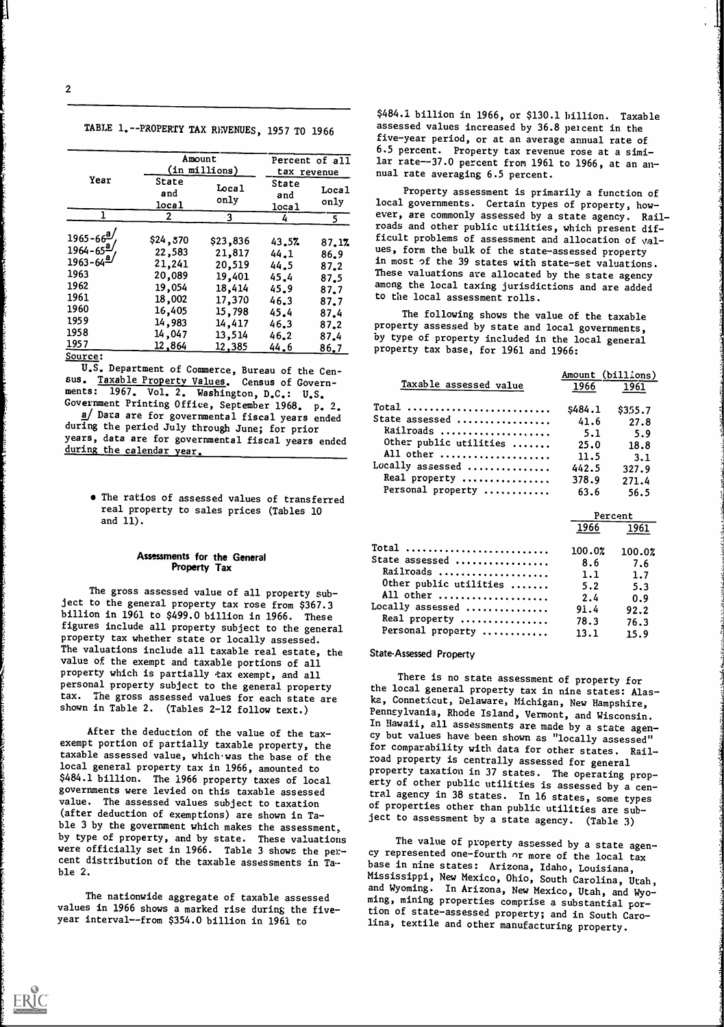TABLE 1.--PROPERTY TAX REVENUES, 1957 TO 1966

| Year | Amount (in millions) | | Percent of all tax revenue | |
|---|---|---|---|---|
| | State and local | Local only | State and local | Local only |
| 1 | 2 | 3 | 4 | 5 |
| 1965-66[a] | $24,370 | $23,836 | 43.5% | 87.1% |
| 1964-65[a] | 22,583 | 21,817 | 44.1 | 86.9 |
| 1963-64[a] | 21,241 | 20,519 | 44.5 | 87.2 |
| 1963 | 20,089 | 19,401 | 45.4 | 87.5 |
| 1962 | 19,054 | 18,414 | 45.9 | 87.7 |
| 1961 | 18,002 | 17,370 | 46.3 | 87.7 |
| 1960 | 16,405 | 15,798 | 45.4 | 87.4 |
| 1959 | 14,983 | 14,417 | 46.3 | 87.2 |
| 1958 | 14,047 | 13,514 | 46.2 | 87.4 |
| 1957 | 12,864 | 12,385 | 44.6 | 86.7 |

Source:

U.S. Department of Commerce, Bureau of the Census. Taxable Property Values. Census of Governments: 1967. Vol. 2. Washington, D.C.: U.S. Government Printing Office, September 1968. p. 2.

a/ Data are for governmental fiscal years ended during the period July through June; for prior years, data are for governmental fiscal years ended during the calendar year.

- The ratios of assessed values of transferred real property to sales prices (Tables 10 and 11).

## Assessments for the General Property Tax

The gross assessed value of all property subject to the general property tax rose from $367.3 billion in 1961 to $499.0 billion in 1966. These figures include all property subject to the general property tax whether state or locally assessed. The valuations include all taxable real estate, the value of the exempt and taxable portions of all property which is partially tax exempt, and all personal property subject to the general property tax. The gross assessed values for each state are shown in Table 2. (Tables 2-12 follow text.)

After the deduction of the value of the tax-exempt portion of partially taxable property, the taxable assessed value, which was the base of the local general property tax in 1966, amounted to $484.1 billion. The 1966 property taxes of local governments were levied on this taxable assessed value. The assessed values subject to taxation (after deduction of exemptions) are shown in Table 3 by the government which makes the assessment, by type of property, and by state. These valuations were officially set in 1966. Table 3 shows the percent distribution of the taxable assessments in Table 2.

The nationwide aggregate of taxable assessed values in 1966 shows a marked rise during the five-year interval--from $354.0 billion in 1961 to $484.1 billion in 1966, or $130.1 billion. Taxable assessed values increased by 36.8 percent in the five-year period, or at an average annual rate of 6.5 percent. Property tax revenue rose at a similar rate--37.0 percent from 1961 to 1966, at an annual rate averaging 6.5 percent.

Property assessment is primarily a function of local governments. Certain types of property, however, are commonly assessed by a state agency. Railroads and other public utilities, which present difficult problems of assessment and allocation of values, form the bulk of the state-assessed property in most of the 39 states with state-set valuations. These valuations are allocated by the state agency among the local taxing jurisdictions and are added to the local assessment rolls.

The following shows the value of the taxable property assessed by state and local governments, by type of property included in the local general property tax base, for 1961 and 1966:

| Taxable assessed value | Amount (billions) 1966 | 1961 |
|---|---|---|
| Total | $484.1 | $355.7 |
| State assessed | 41.6 | 27.8 |
| Railroads | 5.1 | 5.9 |
| Other public utilities | 25.0 | 18.8 |
| All other | 11.5 | 3.1 |
| Locally assessed | 442.5 | 327.9 |
| Real property | 378.9 | 271.4 |
| Personal property | 63.6 | 56.5 |

| | Percent 1966 | 1961 |
|---|---|---|
| Total | 100.0% | 100.0% |
| State assessed | 8.6 | 7.6 |
| Railroads | 1.1 | 1.7 |
| Other public utilities | 5.2 | 5.3 |
| All other | 2.4 | 0.9 |
| Locally assessed | 91.4 | 92.2 |
| Real property | 78.3 | 76.3 |
| Personal property | 13.1 | 15.9 |

### State-Assessed Property

There is no state assessment of property for the local general property tax in nine states: Alaska, Connecticut, Delaware, Michigan, New Hampshire, Pennsylvania, Rhode Island, Vermont, and Wisconsin. In Hawaii, all assessments are made by a state agency but values have been shown as "locally assessed" for comparability with data for other states. Railroad property is centrally assessed for general property taxation in 37 states. The operating property of other public utilities is assessed by a central agency in 38 states. In 16 states, some types of properties other than public utilities are subject to assessment by a state agency. (Table 3)

The value of property assessed by a state agency represented one-fourth or more of the local tax base in nine states: Arizona, Idaho, Louisiana, Mississippi, New Mexico, Ohio, South Carolina, Utah, and Wyoming. In Arizona, New Mexico, Utah, and Wyoming, mining properties comprise a substantial portion of state-assessed property; and in South Carolina, textile and other manufacturing property.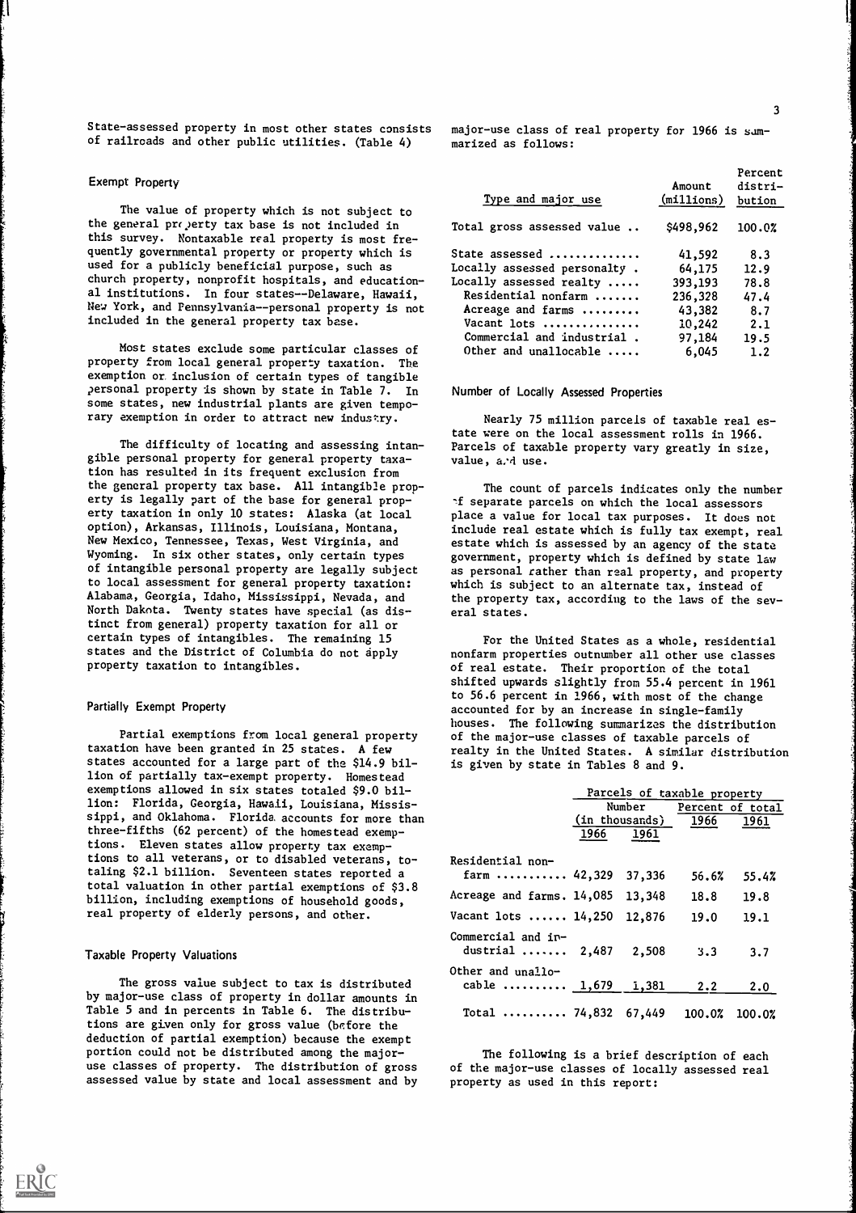State-assessed property in most other states consists of railroads and other public utilities. (Table 4)

### Exempt Property

The value of property which is not subject to the general property tax base is not included in this survey. Nontaxable real property is most frequently governmental property or property which is used for a publicly beneficial purpose, such as church property, nonprofit hospitals, and educational institutions. In four states--Delaware, Hawaii, New York, and Pennsylvania--personal property is not included in the general property tax base.

Most states exclude some particular classes of property from local general property taxation. The exemption or inclusion of certain types of tangible personal property is shown by state in Table 7. In some states, new industrial plants are given temporary exemption in order to attract new industry.

The difficulty of locating and assessing intangible personal property for general property taxation has resulted in its frequent exclusion from the general property tax base. All intangible property is legally part of the base for general property taxation in only 10 states: Alaska (at local option), Arkansas, Illinois, Louisiana, Montana, New Mexico, Tennessee, Texas, West Virginia, and Wyoming. In six other states, only certain types of intangible personal property are legally subject to local assessment for general property taxation: Alabama, Georgia, Idaho, Mississippi, Nevada, and North Dakota. Twenty states have special (as distinct from general) property taxation for all or certain types of intangibles. The remaining 15 states and the District of Columbia do not apply property taxation to intangibles.

### Partially Exempt Property

Partial exemptions from local general property taxation have been granted in 25 states. A few states accounted for a large part of the $14.9 billion of partially tax-exempt property. Homestead exemptions allowed in six states totaled $9.0 billion: Florida, Georgia, Hawaii, Louisiana, Mississippi, and Oklahoma. Florida accounts for more than three-fifths (62 percent) of the homestead exemptions. Eleven states allow property tax exemptions to all veterans, or to disabled veterans, totaling $2.1 billion. Seventeen states reported a total valuation in other partial exemptions of $3.8 billion, including exemptions of household goods, real property of elderly persons, and other.

### Taxable Property Valuations

The gross value subject to tax is distributed by major-use class of property in dollar amounts in Table 5 and in percents in Table 6. The distributions are given only for gross value (before the deduction of partial exemption) because the exempt portion could not be distributed among the major-use classes of property. The distribution of gross assessed value by state and local assessment and by major-use class of real property for 1966 is summarized as follows:

| Type and major use | Amount (millions) | Percent distribution |
|---|---|---|
| Total gross assessed value .. | $498,962 | 100.0% |
| State assessed ............. | 41,592 | 8.3 |
| Locally assessed personalty . | 64,175 | 12.9 |
| Locally assessed realty ..... | 393,193 | 78.8 |
| Residential nonfarm ....... | 236,328 | 47.4 |
| Acreage and farms ......... | 43,382 | 8.7 |
| Vacant lots ............... | 10,242 | 2.1 |
| Commercial and industrial . | 97,184 | 19.5 |
| Other and unallocable ..... | 6,045 | 1.2 |

### Number of Locally Assessed Properties

Nearly 75 million parcels of taxable real estate were on the local assessment rolls in 1966. Parcels of taxable property vary greatly in size, value, and use.

The count of parcels indicates only the number of separate parcels on which the local assessors place a value for local tax purposes. It does not include real estate which is fully tax exempt, real estate which is assessed by an agency of the state government, property which is defined by state law as personal rather than real property, and property which is subject to an alternate tax, instead of the property tax, according to the laws of the several states.

For the United States as a whole, residential nonfarm properties outnumber all other use classes of real estate. Their proportion of the total shifted upwards slightly from 55.4 percent in 1961 to 56.6 percent in 1966, with most of the change accounted for by an increase in single-family houses. The following summarizes the distribution of the major-use classes of taxable parcels of realty in the United States. A similar distribution is given by state in Tables 8 and 9.

| | Parcels of taxable property | | | |
|---|---|---|---|---|
| | Number (in thousands) | | Percent of total | |
| | 1966 | 1961 | 1966 | 1961 |
| Residential nonfarm .......... | 42,329 | 37,336 | 56.6% | 55.4% |
| Acreage and farms. | 14,085 | 13,348 | 18.8 | 19.8 |
| Vacant lots ...... | 14,250 | 12,876 | 19.0 | 19.1 |
| Commercial and industrial ....... | 2,487 | 2,508 | 3.3 | 3.7 |
| Other and unallocable .......... | 1,679 | 1,381 | 2.2 | 2.0 |
| Total .......... | 74,832 | 67,449 | 100.0% | 100.0% |

The following is a brief description of each of the major-use classes of locally assessed real property as used in this report: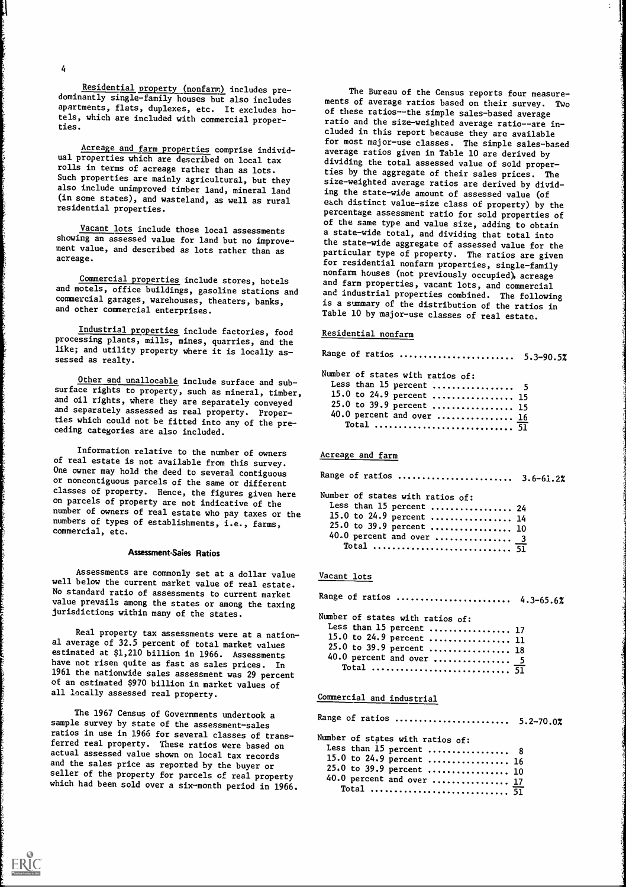Residential property (nonfarm) includes predominantly single-family houses but also includes apartments, flats, duplexes, etc. It excludes hotels, which are included with commercial properties.

Acreage and farm properties comprise individual properties which are described on local tax rolls in terms of acreage rather than as lots. Such properties are mainly agricultural, but they also include unimproved timber land, mineral land (in some states), and wasteland, as well as rural residential properties.

Vacant lots include those local assessments showing an assessed value for land but no improvement value, and described as lots rather than as acreage.

Commercial properties include stores, hotels and motels, office buildings, gasoline stations and commercial garages, warehouses, theaters, banks, and other commercial enterprises.

Industrial properties include factories, food processing plants, mills, mines, quarries, and the like; and utility property where it is locally assessed as realty.

Other and unallocable include surface and subsurface rights to property, such as mineral, timber, and oil rights, where they are separately conveyed and separately assessed as real property. Properties which could not be fitted into any of the preceding categories are also included.

Information relative to the number of owners of real estate is not available from this survey. One owner may hold the deed to several contiguous or noncontiguous parcels of the same or different classes of property. Hence, the figures given here on parcels of property are not indicative of the number of owners of real estate who pay taxes or the numbers of types of establishments, i.e., farms, commercial, etc.

## Assessment-Sales Ratios

Assessments are commonly set at a dollar value well below the current market value of real estate. No standard ratio of assessments to current market value prevails among the states or among the taxing jurisdictions within many of the states.

Real property tax assessments were at a national average of 32.5 percent of total market values estimated at $1,210 billion in 1966. Assessments have not risen quite as fast as sales prices. In 1961 the nationwide sales assessment was 29 percent of an estimated $970 billion in market values of all locally assessed real property.

The 1967 Census of Governments undertook a sample survey by state of the assessment-sales ratios in use in 1966 for several classes of transferred real property. These ratios were based on actual assessed value shown on local tax records and the sales price as reported by the buyer or seller of the property for parcels of real property which had been sold over a six-month period in 1966.

The Bureau of the Census reports four measurements of average ratios based on their survey. Two of these ratios--the simple sales-based average ratio and the size-weighted average ratio--are included in this report because they are available for most major-use classes. The simple sales-based average ratios given in Table 10 are derived by dividing the total assessed value of sold properties by the aggregate of their sales prices. The size-weighted average ratios are derived by dividing the state-wide amount of assessed value (of each distinct value-size class of property) by the percentage assessment ratio for sold properties of of the same type and value size, adding to obtain a state-wide total, and dividing that total into the state-wide aggregate of assessed value for the particular type of property. The ratios are given for residential nonfarm properties, single-family nonfarm houses (not previously occupied), acreage and farm properties, vacant lots, and commercial and industrial properties combined. The following is a summary of the distribution of the ratios in Table 10 by major-use classes of real estate.

Residential nonfarm

Range of ratios ........................ 5.3-90.5%

| Number of states with ratios of: | |
|---|---|
| Less than 15 percent | 5 |
| 15.0 to 24.9 percent | 15 |
| 25.0 to 39.9 percent | 15 |
| 40.0 percent and over | 16 |
| Total | 51 |

Acreage and farm

Range of ratios ........................ 3.6-61.2%

| Number of states with ratios of: | |
|---|---|
| Less than 15 percent | 24 |
| 15.0 to 24.9 percent | 14 |
| 25.0 to 39.9 percent | 10 |
| 40.0 percent and over | 3 |
| Total | 51 |

Vacant lots

Range of ratios ........................ 4.3-65.6%

| Number of states with ratios of: | |
|---|---|
| Less than 15 percent | 17 |
| 15.0 to 24.9 percent | 11 |
| 25.0 to 39.9 percent | 18 |
| 40.0 percent and over | 5 |
| Total | 51 |

Commercial and industrial

Range of ratios ........................ 5.2-70.0%

| Number of states with ratios of: | |
|---|---|
| Less than 15 percent | 8 |
| 15.0 to 24.9 percent | 16 |
| 25.0 to 39.9 percent | 10 |
| 40.0 percent and over | 17 |
| Total | 51 |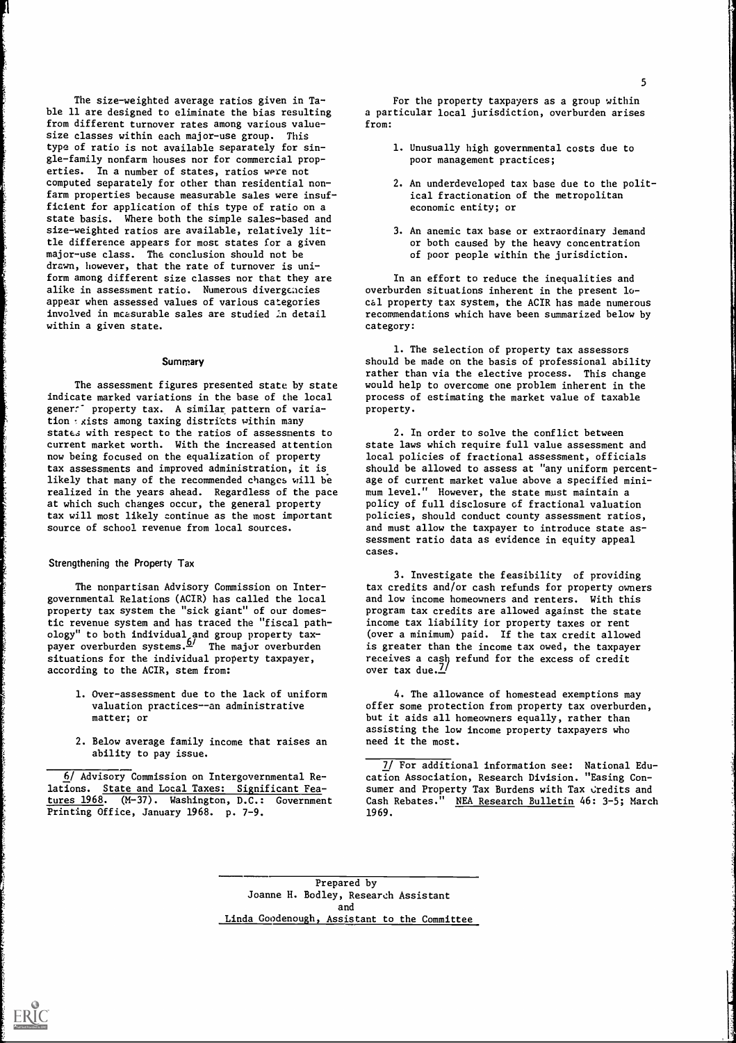The size-weighted average ratios given in Table 11 are designed to eliminate the bias resulting from different turnover rates among various value-size classes within each major-use group. This type of ratio is not available separately for single-family nonfarm houses nor for commercial properties. In a number of states, ratios were not computed separately for other than residential nonfarm properties because measurable sales were insufficient for application of this type of ratio on a state basis. Where both the simple sales-based and size-weighted ratios are available, relatively little difference appears for most states for a given major-use class. The conclusion should not be drawn, however, that the rate of turnover is uniform among different size classes nor that they are alike in assessment ratio. Numerous divergencies appear when assessed values of various categories involved in measurable sales are studied in detail within a given state.

## Summary

The assessment figures presented state by state indicate marked variations in the base of the local general property tax. A similar pattern of variation exists among taxing districts within many states with respect to the ratios of assessments to current market worth. With the increased attention now being focused on the equalization of property tax assessments and improved administration, it is likely that many of the recommended changes will be realized in the years ahead. Regardless of the pace at which such changes occur, the general property tax will most likely continue as the most important source of school revenue from local sources.

### Strengthening the Property Tax

The nonpartisan Advisory Commission on Intergovernmental Relations (ACIR) has called the local property tax system the "sick giant" of our domestic revenue system and has traced the "fiscal pathology" to both individual and group property taxpayer overburden systems.[6] The major overburden situations for the individual property taxpayer, according to the ACIR, stem from:

1. Over-assessment due to the lack of uniform valuation practices--an administrative matter; or
2. Below average family income that raises an ability to pay issue.

For the property taxpayers as a group within a particular local jurisdiction, overburden arises from:

1. Unusually high governmental costs due to poor management practices;
2. An underdeveloped tax base due to the political fractionation of the metropolitan economic entity; or
3. An anemic tax base or extraordinary demand or both caused by the heavy concentration of poor people within the jurisdiction.

In an effort to reduce the inequalities and overburden situations inherent in the present local property tax system, the ACIR has made numerous recommendations which have been summarized below by category:

1. The selection of property tax assessors should be made on the basis of professional ability rather than via the elective process. This change would help to overcome one problem inherent in the process of estimating the market value of taxable property.

2. In order to solve the conflict between state laws which require full value assessment and local policies of fractional assessment, officials should be allowed to assess at "any uniform percentage of current market value above a specified minimum level." However, the state must maintain a policy of full disclosure of fractional valuation policies, should conduct county assessment ratios, and must allow the taxpayer to introduce state assessment ratio data as evidence in equity appeal cases.

3. Investigate the feasibility of providing tax credits and/or cash refunds for property owners and low income homeowners and renters. With this program tax credits are allowed against the state income tax liability for property taxes or rent (over a minimum) paid. If the tax credit allowed is greater than the income tax owed, the taxpayer receives a cash refund for the excess of credit over tax due.[7]

4. The allowance of homestead exemptions may offer some protection from property tax overburden, but it aids all homeowners equally, rather than assisting the low income property taxpayers who need it the most.

---

6/ Advisory Commission on Intergovernmental Relations. State and Local Taxes: Significant Features 1968. (M-37). Washington, D.C.: Government Printing Office, January 1968. p. 7-9.

7/ For additional information see: National Education Association, Research Division. "Easing Consumer and Property Tax Burdens with Tax Credits and Cash Rebates." NEA Research Bulletin 46: 3-5; March 1969.

---

Prepared by
Joanne H. Bodley, Research Assistant
and
Linda Goodenough, Assistant to the Committee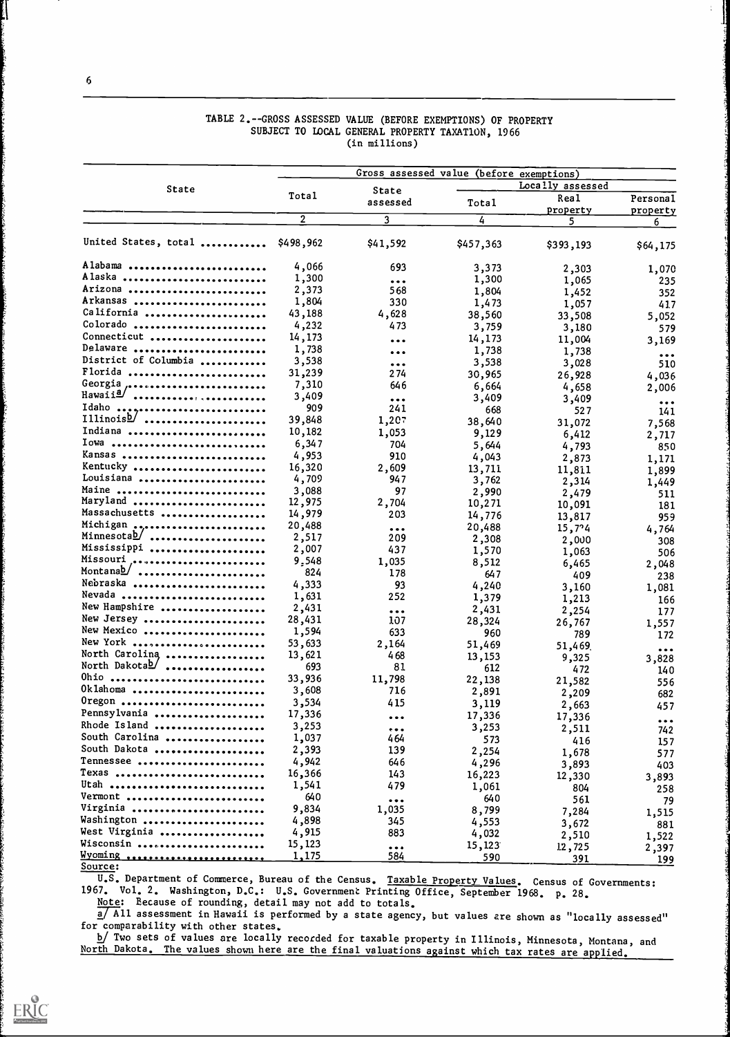TABLE 2.--GROSS ASSESSED VALUE (BEFORE EXEMPTIONS) OF PROPERTY SUBJECT TO LOCAL GENERAL PROPERTY TAXATION, 1966
(in millions)

| State | Gross assessed value (before exemptions) | | | | |
|---|---|---|---|---|---|
| | Total | State assessed | Locally assessed | | |
| | | | Total | Real property | Personal property |
| | 2 | 3 | 4 | 5 | 6 |
| United States, total | $498,962 | $41,592 | $457,363 | $393,193 | $64,175 |
| Alabama | 4,066 | 693 | 3,373 | 2,303 | 1,070 |
| Alaska | 1,300 | ... | 1,300 | 1,065 | 235 |
| Arizona | 2,373 | 568 | 1,804 | 1,452 | 352 |
| Arkansas | 1,804 | 330 | 1,473 | 1,057 | 417 |
| California | 43,188 | 4,628 | 38,560 | 33,508 | 5,052 |
| Colorado | 4,232 | 473 | 3,759 | 3,180 | 579 |
| Connecticut | 14,173 | ... | 14,173 | 11,004 | 3,169 |
| Delaware | 1,738 | ... | 1,738 | 1,738 | ... |
| District of Columbia | 3,538 | ... | 3,538 | 3,028 | 510 |
| Florida | 31,239 | 274 | 30,965 | 26,928 | 4,036 |
| Georgia | 7,310 | 646 | 6,664 | 4,658 | 2,006 |
| Hawaii[a] | 3,409 | ... | 3,409 | 3,409 | ... |
| Idaho | 909 | 241 | 668 | 527 | 141 |
| Illinois[b] | 39,848 | 1,207 | 38,640 | 31,072 | 7,568 |
| Indiana | 10,182 | 1,053 | 9,129 | 6,412 | 2,717 |
| Iowa | 6,347 | 704 | 5,644 | 4,793 | 850 |
| Kansas | 4,953 | 910 | 4,043 | 2,873 | 1,171 |
| Kentucky | 16,320 | 2,609 | 13,711 | 11,811 | 1,899 |
| Louisiana | 4,709 | 947 | 3,762 | 2,314 | 1,449 |
| Maine | 3,088 | 97 | 2,990 | 2,479 | 511 |
| Maryland | 12,975 | 2,704 | 10,271 | 10,091 | 181 |
| Massachusetts | 14,979 | 203 | 14,776 | 13,817 | 959 |
| Michigan | 20,488 | ... | 20,488 | 15,724 | 4,764 |
| Minnesota[b] | 2,517 | 209 | 2,308 | 2,000 | 308 |
| Mississippi | 2,007 | 437 | 1,570 | 1,063 | 506 |
| Missouri | 9,548 | 1,035 | 8,512 | 6,465 | 2,048 |
| Montana[b] | 824 | 178 | 647 | 409 | 238 |
| Nebraska | 4,333 | 93 | 4,240 | 3,160 | 1,081 |
| Nevada | 1,631 | 252 | 1,379 | 1,213 | 166 |
| New Hampshire | 2,431 | ... | 2,431 | 2,254 | 177 |
| New Jersey | 28,431 | 107 | 28,324 | 26,767 | 1,557 |
| New Mexico | 1,594 | 633 | 960 | 789 | 172 |
| New York | 53,633 | 2,164 | 51,469 | 51,469 | ... |
| North Carolina | 13,621 | 468 | 13,153 | 9,325 | 3,828 |
| North Dakota[b] | 693 | 81 | 612 | 472 | 140 |
| Ohio | 33,936 | 11,798 | 22,138 | 21,582 | 556 |
| Oklahoma | 3,608 | 716 | 2,891 | 2,209 | 682 |
| Oregon | 3,534 | 415 | 3,119 | 2,663 | 457 |
| Pennsylvania | 17,336 | ... | 17,336 | 17,336 | ... |
| Rhode Island | 3,253 | ... | 3,253 | 2,511 | 742 |
| South Carolina | 1,037 | 464 | 573 | 416 | 157 |
| South Dakota | 2,393 | 139 | 2,254 | 1,678 | 577 |
| Tennessee | 4,942 | 646 | 4,296 | 3,893 | 403 |
| Texas | 16,366 | 143 | 16,223 | 12,330 | 3,893 |
| Utah | 1,541 | 479 | 1,061 | 804 | 258 |
| Vermont | 640 | ... | 640 | 561 | 79 |
| Virginia | 9,834 | 1,035 | 8,799 | 7,284 | 1,515 |
| Washington | 4,898 | 345 | 4,553 | 3,672 | 881 |
| West Virginia | 4,915 | 883 | 4,032 | 2,510 | 1,522 |
| Wisconsin | 15,123 | ... | 15,123 | 12,725 | 2,397 |
| Wyoming | 1,175 | 584 | 590 | 391 | 199 |

Source:

U.S. Department of Commerce, Bureau of the Census. Taxable Property Values. Census of Governments: 1967. Vol. 2. Washington, D.C.: U.S. Government Printing Office, September 1968. p. 28.

Note: Because of rounding, detail may not add to totals.

a/ All assessment in Hawaii is performed by a state agency, but values are shown as "locally assessed" for comparability with other states.

b/ Two sets of values are locally recorded for taxable property in Illinois, Minnesota, Montana, and North Dakota. The values shown here are the final valuations against which tax rates are applied.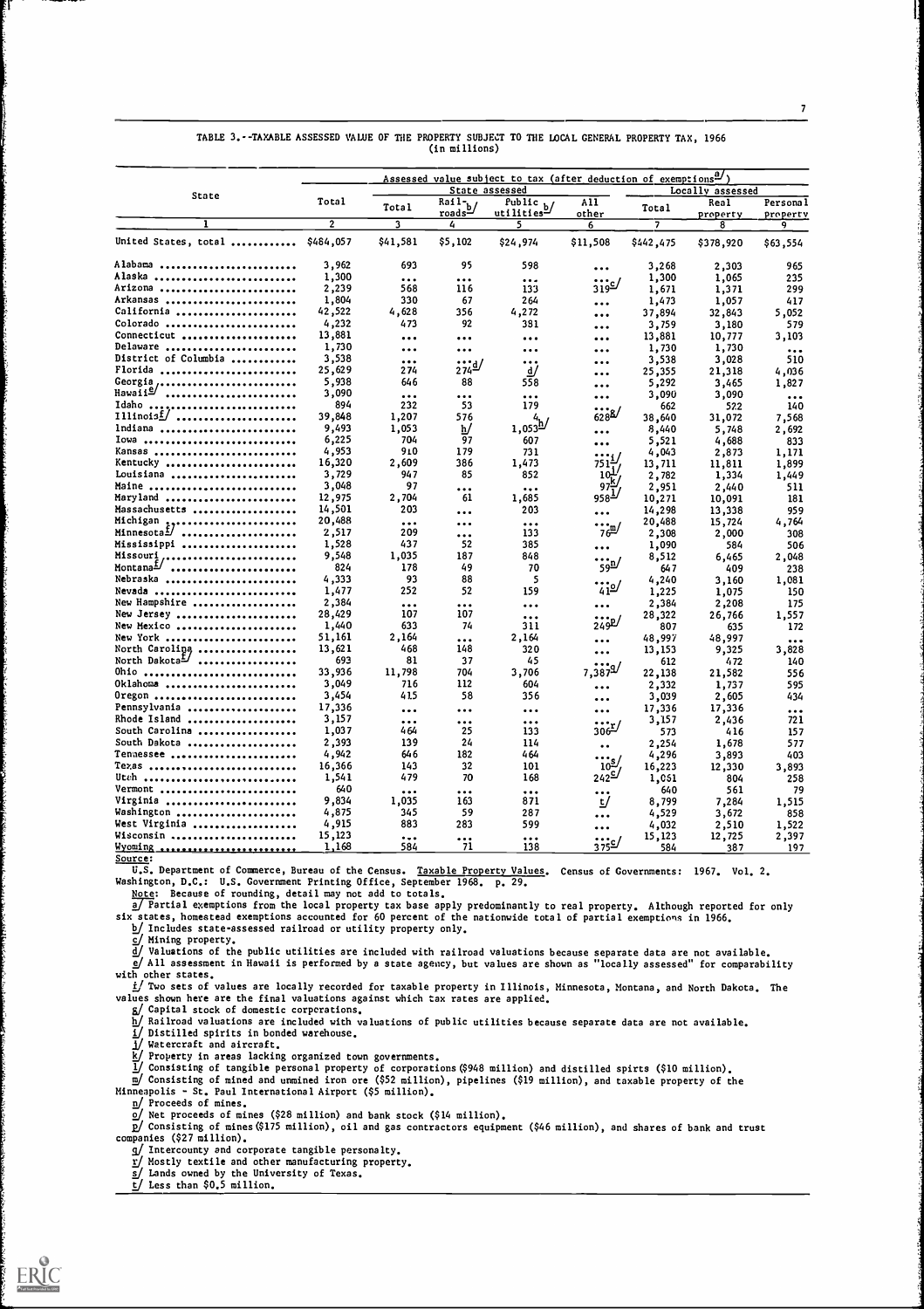TABLE 3.--TAXABLE ASSESSED VALUE OF THE PROPERTY SUBJECT TO THE LOCAL GENERAL PROPERTY TAX, 1966
(in millions)

| State | Total | Assessed value subject to tax (after deduction of exemptions[a/]) | | | | | | |
|---|---|---|---|---|---|---|---|---|
| | | State assessed | | | | Locally assessed | | |
| | | Total | Rail-roads[b/] | Public utilities[b/] | All other | Total | Real property | Personal property |
| 1 | 2 | 3 | 4 | 5 | 6 | 7 | 8 | 9 |
| United States, total | $484,057 | $41,581 | $5,102 | $24,974 | $11,508 | $442,475 | $378,920 | $63,554 |
| Alabama | 3,962 | 693 | 95 | 598 | ... | 3,268 | 2,303 | 965 |
| Alaska | 1,300 | ... | ... | ... | ... | 1,300 | 1,065 | 235 |
| Arizona | 2,239 | 568 | 116 | 133 | 319[c/] | 1,671 | 1,371 | 299 |
| Arkansas | 1,804 | 330 | 67 | 264 | ... | 1,473 | 1,057 | 417 |
| California | 42,522 | 4,628 | 356 | 4,272 | ... | 37,894 | 32,843 | 5,052 |
| Colorado | 4,232 | 473 | 92 | 381 | ... | 3,759 | 3,180 | 579 |
| Connecticut | 13,881 | ... | ... | ... | ... | 13,881 | 10,777 | 3,103 |
| Delaware | 1,730 | ... | ... | ... | ... | 1,730 | 1,730 | ... |
| District of Columbia | 3,538 | ... | ... | ... | ... | 3,538 | 3,028 | 510 |
| Florida | 25,629 | 274 | 274[d/] | [d/] | ... | 25,355 | 21,318 | 4,036 |
| Georgia | 5,938 | 646 | 88 | 558 | ... | 5,292 | 3,465 | 1,827 |
| Hawaii[e/] | 3,090 | ... | ... | ... | ... | 3,090 | 3,090 | ... |
| Idaho | 894 | 232 | 53 | 179 | ... | 662 | 522 | 140 |
| Illinois[f/] | 39,848 | 1,207 | 576 | 4 | 628[g/] | 38,640 | 31,072 | 7,568 |
| Indiana | 9,493 | 1,053 | [h/] | 1,053[h/] | ... | 8,440 | 5,748 | 2,692 |
| Iowa | 6,225 | 704 | 97 | 607 | ... | 5,521 | 4,688 | 833 |
| Kansas | 4,953 | 910 | 179 | 731 | ... | 4,043 | 2,873 | 1,171 |
| Kentucky | 16,320 | 2,609 | 386 | 1,473 | 751[i/] | 13,711 | 11,811 | 1,899 |
| Louisiana | 3,729 | 947 | 85 | 852 | 10[j/] | 2,782 | 1,334 | 1,449 |
| Maine | 3,048 | 97 | ... | ... | 97[k/] | 2,951 | 2,440 | 511 |
| Maryland | 12,975 | 2,704 | 61 | 1,685 | 958[l/] | 10,271 | 10,091 | 181 |
| Massachusetts | 14,501 | 203 | ... | 203 | ... | 14,298 | 13,338 | 959 |
| Michigan | 20,488 | ... | ... | ... | ... | 20,488 | 15,724 | 4,764 |
| Minnesota[f/] | 2,517 | 209 | ... | 133 | 76[m/] | 2,308 | 2,000 | 308 |
| Mississippi | 1,528 | 437 | 52 | 385 | ... | 1,090 | 584 | 506 |
| Missouri | 9,548 | 1,035 | 187 | 848 | ... | 8,512 | 6,465 | 2,048 |
| Montana[f/] | 824 | 178 | 49 | 70 | 59[n/] | 647 | 409 | 238 |
| Nebraska | 4,333 | 93 | 88 | 5 | ... | 4,240 | 3,160 | 1,081 |
| Nevada | 1,477 | 252 | 52 | 159 | 41[o/] | 1,225 | 1,075 | 150 |
| New Hampshire | 2,384 | ... | ... | ... | ... | 2,384 | 2,208 | 175 |
| New Jersey | 28,429 | 107 | 107 | ... | ... | 28,322 | 26,766 | 1,557 |
| New Mexico | 1,440 | 633 | 74 | 311 | 249[p/] | 807 | 635 | 172 |
| New York | 51,161 | 2,164 | ... | 2,164 | ... | 48,997 | 48,997 | ... |
| North Carolina | 13,621 | 468 | 148 | 320 | ... | 13,153 | 9,325 | 3,828 |
| North Dakota[f/] | 693 | 81 | 37 | 45 | ... | 612 | 472 | 140 |
| Ohio | 33,936 | 11,798 | 704 | 3,706 | 7,387[q/] | 22,138 | 21,582 | 556 |
| Oklahoma | 3,049 | 716 | 112 | 604 | ... | 2,332 | 1,737 | 595 |
| Oregon | 3,454 | 415 | 58 | 356 | ... | 3,039 | 2,605 | 434 |
| Pennsylvania | 17,336 | ... | ... | ... | ... | 17,336 | 17,336 | ... |
| Rhode Island | 3,157 | ... | ... | ... | ... | 3,157 | 2,436 | 721 |
| South Carolina | 1,037 | 464 | 25 | 133 | 306[r/] | 573 | 416 | 157 |
| South Dakota | 2,393 | 139 | 24 | 114 | ... | 2,254 | 1,678 | 577 |
| Tennessee | 4,942 | 646 | 182 | 464 | ... | 4,296 | 3,893 | 403 |
| Texas | 16,366 | 143 | 32 | 101 | 10[s/] | 16,223 | 12,330 | 3,893 |
| Utah | 1,541 | 479 | 70 | 168 | 242[c/] | 1,061 | 804 | 258 |
| Vermont | 640 | ... | ... | ... | ... | 640 | 561 | 79 |
| Virginia | 9,834 | 1,035 | 163 | 871 | [t/] | 8,799 | 7,284 | 1,515 |
| Washington | 4,875 | 345 | 59 | 287 | ... | 4,529 | 3,672 | 858 |
| West Virginia | 4,915 | 883 | 283 | 599 | ... | 4,032 | 2,510 | 1,522 |
| Wisconsin | 15,123 | ... | ... | ... | ... | 15,123 | 12,725 | 2,397 |
| Wyoming | 1,168 | 584 | 71 | 138 | 375[c/] | 584 | 387 | 197 |

Source:

U.S. Department of Commerce, Bureau of the Census. Taxable Property Values. Census of Governments: 1967. Vol. 2. Washington, D.C.: U.S. Government Printing Office, September 1968. p. 29.

Note: Because of rounding, detail may not add to totals.

a/ Partial exemptions from the local property tax base apply predominantly to real property. Although reported for only six states, homestead exemptions accounted for 60 percent of the nationwide total of partial exemptions in 1966.

b/ Includes state-assessed railroad or utility property only.

c/ Mining property.

d/ Valuations of the public utilities are included with railroad valuations because separate data are not available.

e/ All assessment in Hawaii is performed by a state agency, but values are shown as "locally assessed" for comparability with other states.

f/ Two sets of values are locally recorded for taxable property in Illinois, Minnesota, Montana, and North Dakota. The values shown here are the final valuations against which tax rates are applied.

g/ Capital stock of domestic corporations.

h/ Railroad valuations are included with valuations of public utilities because separate data are not available.

i/ Distilled spirits in bonded warehouse.

j/ Watercraft and aircraft.

k/ Property in areas lacking organized town governments.

l/ Consisting of tangible personal property of corporations ($948 million) and distilled spirts ($10 million).

m/ Consisting of mined and unmined iron ore ($52 million), pipelines ($19 million), and taxable property of the Minneapolis - St. Paul International Airport ($5 million).

n/ Proceeds of mines.

o/ Net proceeds of mines ($28 million) and bank stock ($14 million).

p/ Consisting of mines ($175 million), oil and gas contractors equipment ($46 million), and shares of bank and trust companies ($27 million).

q/ Intercounty and corporate tangible personalty.

r/ Mostly textile and other manufacturing property.

s/ Lands owned by the University of Texas.

t/ Less than $0.5 million.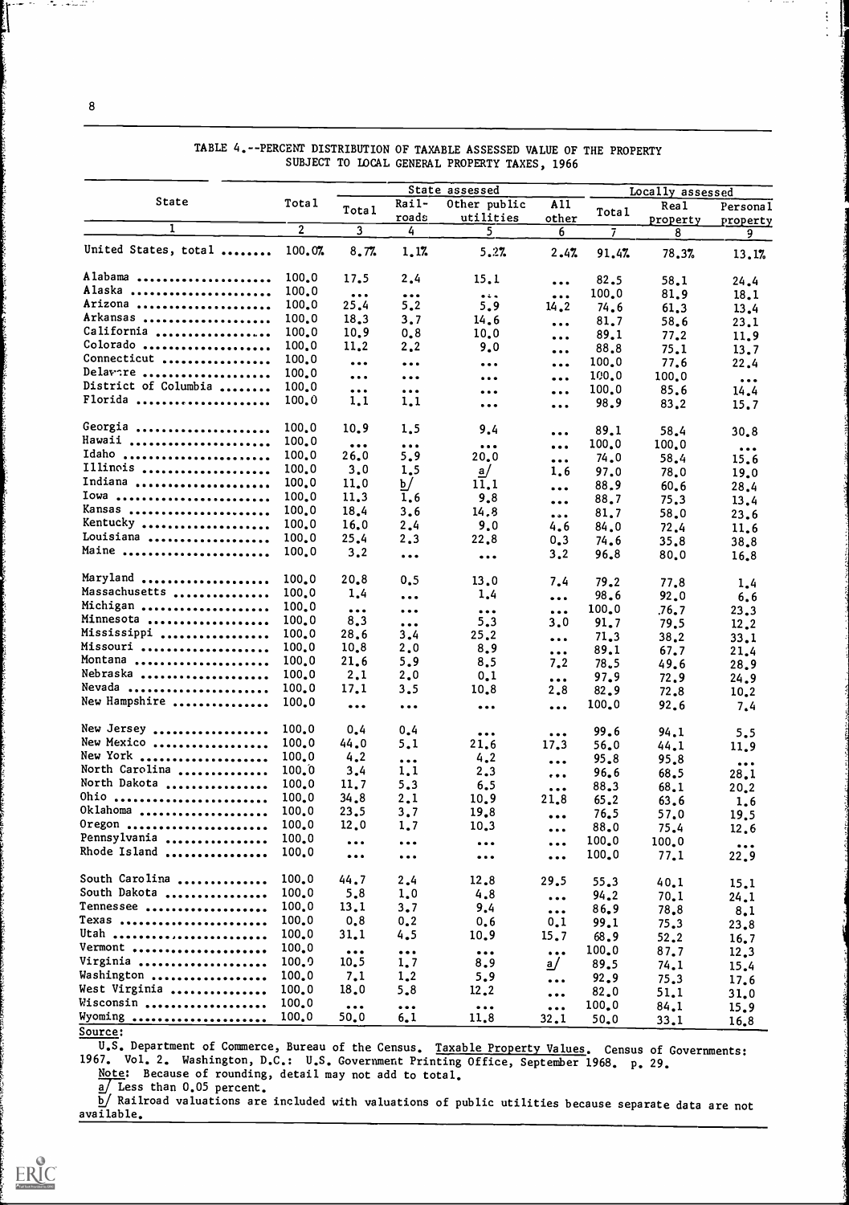TABLE 4.--PERCENT DISTRIBUTION OF TAXABLE ASSESSED VALUE OF THE PROPERTY SUBJECT TO LOCAL GENERAL PROPERTY TAXES, 1966

| State | Total | State assessed | | | | Locally assessed | | |
|---|---|---|---|---|---|---|---|---|
| | | Total | Rail-roads | Other public utilities | All other | Total | Real property | Personal property |
| 1 | 2 | 3 | 4 | 5 | 6 | 7 | 8 | 9 |
| United States, total ........ | 100.0% | 8.7% | 1.1% | 5.2% | 2.4% | 91.4% | 78.3% | 13.1% |
| Alabama ...................... | 100.0 | 17.5 | 2.4 | 15.1 | ... | 82.5 | 58.1 | 24.4 |
| Alaska ....................... | 100.0 | ... | ... | ... | ... | 100.0 | 81.9 | 18.1 |
| Arizona ...................... | 100.0 | 25.4 | 5.2 | 5.9 | 14.2 | 74.6 | 61.3 | 13.4 |
| Arkansas ..................... | 100.0 | 18.3 | 3.7 | 14.6 | ... | 81.7 | 58.6 | 23.1 |
| California ................... | 100.0 | 10.9 | 0.8 | 10.0 | ... | 89.1 | 77.2 | 11.9 |
| Colorado ..................... | 100.0 | 11.2 | 2.2 | 9.0 | ... | 88.8 | 75.1 | 13.7 |
| Connecticut .................. | 100.0 | ... | ... | ... | ... | 100.0 | 77.6 | 22.4 |
| Delaware ..................... | 100.0 | ... | ... | ... | ... | 100.0 | 100.0 | ... |
| District of Columbia ........ | 100.0 | ... | ... | ... | ... | 100.0 | 85.6 | 14.4 |
| Florida ...................... | 100.0 | 1.1 | 1.1 | ... | ... | 98.9 | 83.2 | 15.7 |
| Georgia ...................... | 100.0 | 10.9 | 1.5 | 9.4 | ... | 89.1 | 58.4 | 30.8 |
| Hawaii ....................... | 100.0 | ... | ... | ... | ... | 100.0 | 100.0 | ... |
| Idaho ........................ | 100.0 | 26.0 | 5.9 | 20.0 | ... | 74.0 | 58.4 | 15.6 |
| Illinois ..................... | 100.0 | 3.0 | 1.5 | a/ | 1.6 | 97.0 | 78.0 | 19.0 |
| Indiana ...................... | 100.0 | 11.0 | b/ | 11.1 | ... | 88.9 | 60.6 | 28.4 |
| Iowa ......................... | 100.0 | 11.3 | 1.6 | 9.8 | ... | 88.7 | 75.3 | 13.4 |
| Kansas ....................... | 100.0 | 18.4 | 3.6 | 14.8 | ... | 81.7 | 58.0 | 23.6 |
| Kentucky ..................... | 100.0 | 16.0 | 2.4 | 9.0 | 4.6 | 84.0 | 72.4 | 11.6 |
| Louisiana .................... | 100.0 | 25.4 | 2.3 | 22.8 | 0.3 | 74.6 | 35.8 | 38.8 |
| Maine ........................ | 100.0 | 3.2 | ... | ... | 3.2 | 96.8 | 80.0 | 16.8 |
| Maryland ..................... | 100.0 | 20.8 | 0.5 | 13.0 | 7.4 | 79.2 | 77.8 | 1.4 |
| Massachusetts ................ | 100.0 | 1.4 | ... | 1.4 | ... | 98.6 | 92.0 | 6.6 |
| Michigan ..................... | 100.0 | ... | ... | ... | ... | 100.0 | 76.7 | 23.3 |
| Minnesota .................... | 100.0 | 8.3 | ... | 5.3 | 3.0 | 91.7 | 79.5 | 12.2 |
| Mississippi .................. | 100.0 | 28.6 | 3.4 | 25.2 | ... | 71.3 | 38.2 | 33.1 |
| Missouri ..................... | 100.0 | 10.8 | 2.0 | 8.9 | ... | 89.1 | 67.7 | 21.4 |
| Montana ...................... | 100.0 | 21.6 | 5.9 | 8.5 | 7.2 | 78.5 | 49.6 | 28.9 |
| Nebraska ..................... | 100.0 | 2.1 | 2.0 | 0.1 | ... | 97.9 | 72.9 | 24.9 |
| Nevada ....................... | 100.0 | 17.1 | 3.5 | 10.8 | 2.8 | 82.9 | 72.8 | 10.2 |
| New Hampshire ................ | 100.0 | ... | ... | ... | ... | 100.0 | 92.6 | 7.4 |
| New Jersey ................... | 100.0 | 0.4 | 0.4 | ... | ... | 99.6 | 94.1 | 5.5 |
| New Mexico ................... | 100.0 | 44.0 | 5.1 | 21.6 | 17.3 | 56.0 | 44.1 | 11.9 |
| New York ..................... | 100.0 | 4.2 | ... | 4.2 | ... | 95.8 | 95.8 | ... |
| North Carolina ............... | 100.0 | 3.4 | 1.1 | 2.3 | ... | 96.6 | 68.5 | 28.1 |
| North Dakota ................. | 100.0 | 11.7 | 5.3 | 6.5 | ... | 88.3 | 68.1 | 20.2 |
| Ohio ......................... | 100.0 | 34.8 | 2.1 | 10.9 | 21.8 | 65.2 | 63.6 | 1.6 |
| Oklahoma ..................... | 100.0 | 23.5 | 3.7 | 19.8 | ... | 76.5 | 57.0 | 19.5 |
| Oregon ....................... | 100.0 | 12.0 | 1.7 | 10.3 | ... | 88.0 | 75.4 | 12.6 |
| Pennsylvania ................. | 100.0 | ... | ... | ... | ... | 100.0 | 100.0 | ... |
| Rhode Island ................. | 100.0 | ... | ... | ... | ... | 100.0 | 77.1 | 22.9 |
| South Carolina ............... | 100.0 | 44.7 | 2.4 | 12.8 | 29.5 | 55.3 | 40.1 | 15.1 |
| South Dakota ................. | 100.0 | 5.8 | 1.0 | 4.8 | ... | 94.2 | 70.1 | 24.1 |
| Tennessee .................... | 100.0 | 13.1 | 3.7 | 9.4 | ... | 86.9 | 78.8 | 8.1 |
| Texas ........................ | 100.0 | 0.8 | 0.2 | 0.6 | 0.1 | 99.1 | 75.3 | 23.8 |
| Utah ......................... | 100.0 | 31.1 | 4.5 | 10.9 | 15.7 | 68.9 | 52.2 | 16.7 |
| Vermont ...................... | 100.0 | ... | ... | ... | ... | 100.0 | 87.7 | 12.3 |
| Virginia ..................... | 100.0 | 10.5 | 1.7 | 8.9 | a/ | 89.5 | 74.1 | 15.4 |
| Washington ................... | 100.0 | 7.1 | 1.2 | 5.9 | ... | 92.9 | 75.3 | 17.6 |
| West Virginia ................ | 100.0 | 18.0 | 5.8 | 12.2 | ... | 82.0 | 51.1 | 31.0 |
| Wisconsin .................... | 100.0 | ... | ... | ... | ... | 100.0 | 84.1 | 15.9 |
| Wyoming ...................... | 100.0 | 50.0 | 6.1 | 11.8 | 32.1 | 50.0 | 33.1 | 16.8 |

Source:

U.S. Department of Commerce, Bureau of the Census. Taxable Property Values. Census of Governments: 1967. Vol. 2. Washington, D.C.: U.S. Government Printing Office, September 1968. p. 29.

Note: Because of rounding, detail may not add to total.

a/ Less than 0.05 percent.

b/ Railroad valuations are included with valuations of public utilities because separate data are not available.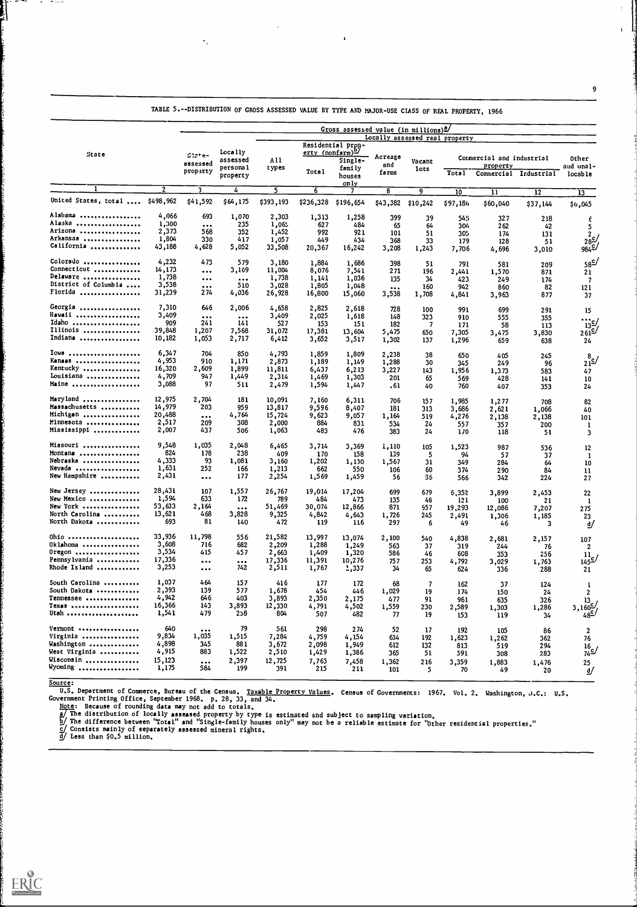TABLE 5.--DISTRIBUTION OF GROSS ASSESSED VALUE BY TYPE AND MAJOR-USE CLASS OF REAL PROPERTY, 1966

| State | Gross assessed value (in millions)[a/] | | | | | | | | | | | |
|---|---|---|---|---|---|---|---|---|---|---|---|---|
| | | State-assessed property | Locally assessed personal property | Locally assessed real property | | | | | | | | |
| | | | | All types | Residential property (nonfarm)[b/] | | Acreage and farms | Vacant lots | Commercial and industrial property | | | Other and unallocable |
| | | | | | Total | Single-family houses only | | | Total | Commercial | Industrial | |
| 1 | 2 | 3 | 4 | 5 | 6 | 7 | 8 | 9 | 10 | 11 | 12 | 13 |
| United States, total .... | $498,962 | $41,592 | $64,175 | $393,193 | $236,328 | $196,654 | $43,382 | $10,242 | $97,186 | $60,040 | $37,144 | $6,045 |
| Alabama .......... | 4,066 | 693 | 1,070 | 2,303 | 1,313 | 1,258 | 399 | 39 | 545 | 327 | 218 | 6 |
| Alaska .......... | 1,300 | ... | 235 | 1,065 | 627 | 484 | 65 | 64 | 304 | 262 | 42 | 5 |
| Arizona .......... | 2,373 | 568 | 352 | 1,452 | 992 | 921 | 101 | 51 | 305 | 174 | 131 | 2 |
| Arkansas .......... | 1,804 | 330 | 417 | 1,057 | 449 | 434 | 368 | 33 | 179 | 128 | 51 | 28[c/] |
| California .......... | 43,188 | 4,628 | 5,052 | 33,508 | 20,367 | 16,242 | 3,208 | 1,243 | 7,706 | 4,696 | 3,010 | 984[c/] |
| Colorado .......... | 4,232 | 473 | 579 | 3,180 | 1,884 | 1,686 | 398 | 51 | 791 | 581 | 209 | 58[c/] |
| Connecticut .......... | 14,173 | ... | 3,169 | 11,004 | 8,076 | 7,541 | 271 | 196 | 2,441 | 1,570 | 871 | 21 |
| Delaware .......... | 1,738 | ... | ... | 1,738 | 1,141 | 1,036 | 135 | 34 | 423 | 249 | 174 | 7 |
| District of Columbia .... | 3,538 | ... | 510 | 3,028 | 1,805 | 1,048 | ... | 160 | 942 | 860 | 82 | 121 |
| Florida .......... | 31,239 | 274 | 4,036 | 26,928 | 16,800 | 15,060 | 3,538 | 1,708 | 4,841 | 3,963 | 877 | 37 |
| Georgia .......... | 7,310 | 646 | 2,006 | 4,658 | 2,825 | 2,618 | 728 | 100 | 991 | 699 | 291 | 15 |
| Hawaii .......... | 3,409 | ... | ... | 3,409 | 2,025 | 1,618 | 148 | 323 | 910 | 555 | 355 | ... |
| Idaho .......... | 909 | 241 | 141 | 527 | 153 | 151 | 182 | 7 | 171 | 58 | 113 | 13[c/] |
| Illinois .......... | 39,848 | 1,207 | 7,568 | 31,072 | 17,381 | 13,604 | 5,475 | 650 | 7,305 | 3,475 | 3,830 | 261[c/] |
| Indiana .......... | 10,182 | 1,053 | 2,717 | 6,412 | 3,652 | 3,517 | 1,302 | 137 | 1,296 | 659 | 638 | 24 |
| Iowa .......... | 6,347 | 704 | 850 | 4,793 | 1,859 | 1,809 | 2,238 | 38 | 650 | 405 | 245 | 8 |
| Kansas .......... | 4,953 | 910 | 1,171 | 2,873 | 1,189 | 1,149 | 1,288 | 30 | 345 | 249 | 96 | 21[c/] |
| Kentucky .......... | 16,320 | 2,609 | 1,899 | 11,811 | 6,437 | 6,213 | 3,227 | 143 | 1,956 | 1,373 | 583 | 47 |
| Louisiana .......... | 4,709 | 947 | 1,449 | 2,314 | 1,469 | 1,303 | 201 | 65 | 569 | 428 | 141 | 10 |
| Maine .......... | 3,088 | 97 | 511 | 2,479 | 1,594 | 1,447 | 61 | 40 | 760 | 407 | 353 | 24 |
| Maryland .......... | 12,975 | 2,704 | 181 | 10,091 | 7,160 | 6,311 | 706 | 157 | 1,985 | 1,277 | 708 | 82 |
| Massachusetts .......... | 14,979 | 203 | 959 | 13,817 | 9,596 | 8,407 | 181 | 313 | 3,686 | 2,621 | 1,066 | 40 |
| Michigan .......... | 20,488 | ... | 4,764 | 15,724 | 9,623 | 9,057 | 1,164 | 519 | 4,276 | 2,138 | 2,138 | 101 |
| Minnesota .......... | 2,517 | 209 | 308 | 2,000 | 884 | 831 | 534 | 24 | 557 | 357 | 200 | 1 |
| Mississippi .......... | 2,007 | 437 | 506 | 1,063 | 483 | 476 | 383 | 24 | 170 | 118 | 51 | 3 |
| Missouri .......... | 9,548 | 1,035 | 2,048 | 6,465 | 3,714 | 3,369 | 1,110 | 105 | 1,523 | 987 | 536 | 12 |
| Montana .......... | 824 | 178 | 238 | 409 | 170 | 158 | 139 | 5 | 94 | 57 | 37 | 1 |
| Nebraska .......... | 4,333 | 93 | 1,081 | 3,160 | 1,202 | 1,130 | 1,567 | 31 | 349 | 284 | 64 | 10 |
| Nevada .......... | 1,631 | 252 | 166 | 1,213 | 662 | 550 | 106 | 60 | 374 | 290 | 84 | 11 |
| New Hampshire .......... | 2,431 | ... | 177 | 2,254 | 1,569 | 1,459 | 56 | 36 | 566 | 342 | 224 | 27 |
| New Jersey .......... | 28,431 | 107 | 1,557 | 26,767 | 19,014 | 17,204 | 699 | 679 | 6,352 | 3,899 | 2,453 | 22 |
| New Mexico .......... | 1,594 | 633 | 172 | 789 | 484 | 473 | 135 | 48 | 121 | 100 | 21 | 1 |
| New York .......... | 53,633 | 2,164 | ... | 51,469 | 30,074 | 12,866 | 871 | 957 | 19,293 | 12,086 | 7,207 | 275 |
| North Carolina .......... | 13,621 | 468 | 3,828 | 9,325 | 4,842 | 4,643 | 1,726 | 245 | 2,491 | 1,306 | 1,185 | 23 |
| North Dakota .......... | 693 | 81 | 140 | 472 | 119 | 116 | 297 | 6 | 49 | 46 | 3 | d/ |
| Ohio .......... | 33,936 | 11,798 | 556 | 21,582 | 13,997 | 13,074 | 2,100 | 540 | 4,838 | 2,681 | 2,157 | 107 |
| Oklahoma .......... | 3,608 | 716 | 682 | 2,209 | 1,288 | 1,249 | 563 | 37 | 319 | 244 | 76 | 2 |
| Oregon .......... | 3,534 | 415 | 457 | 2,663 | 1,409 | 1,320 | 586 | 46 | 608 | 353 | 256 | 11 |
| Pennsylvania .......... | 17,336 | ... | ... | 17,336 | 11,391 | 10,276 | 757 | 253 | 4,792 | 3,029 | 1,763 | 145[c/] |
| Rhode Island .......... | 3,253 | ... | 742 | 2,511 | 1,767 | 1,337 | 34 | 65 | 624 | 336 | 288 | 21 |
| South Carolina .......... | 1,037 | 464 | 157 | 416 | 177 | 172 | 68 | 7 | 162 | 37 | 124 | 1 |
| South Dakota .......... | 2,393 | 139 | 577 | 1,678 | 454 | 446 | 1,029 | 19 | 174 | 150 | 24 | 2 |
| Tennessee .......... | 4,942 | 646 | 403 | 3,893 | 2,350 | 2,175 | 477 | 91 | 961 | 635 | 326 | 13 |
| Texas .......... | 16,366 | 143 | 3,893 | 12,330 | 4,791 | 4,502 | 1,559 | 230 | 2,589 | 1,303 | 1,286 | 3,160[c/] |
| Utah .......... | 1,541 | 479 | 258 | 804 | 507 | 482 | 77 | 19 | 153 | 119 | 34 | 48[c/] |
| Vermont .......... | 640 | ... | 79 | 561 | 298 | 274 | 52 | 17 | 192 | 105 | 86 | 2 |
| Virginia .......... | 9,834 | 1,035 | 1,515 | 7,284 | 4,759 | 4,154 | 634 | 192 | 1,623 | 1,262 | 362 | 76 |
| Washington .......... | 4,898 | 345 | 881 | 3,672 | 2,098 | 1,949 | 612 | 132 | 813 | 519 | 294 | 16 |
| West Virginia .......... | 4,915 | 883 | 1,522 | 2,510 | 1,429 | 1,386 | 365 | 51 | 591 | 308 | 283 | 74[c/] |
| Wisconsin .......... | 15,123 | ... | 2,397 | 12,725 | 7,763 | 7,458 | 1,362 | 216 | 3,359 | 1,883 | 1,476 | 25 |
| Wyoming .......... | 1,175 | 584 | 199 | 391 | 215 | 211 | 101 | 5 | 70 | 49 | 20 | d/ |

Source:

U.S. Department of Commerce, Bureau of the Census. Taxable Property Values. Census of Governments: 1967. Vol. 2. Washington, D.C.: U.S. Government Printing Office, September 1968. p. 28, 33, and 34.

Note: Because of rounding data may not add to totals.

a/ The distribution of locally assessed property by type is estimated and subject to sampling variation.
b/ The difference between "Total" and "Single-family houses only" may not be a reliable estimate for "Other residential properties."
c/ Consists mainly of separately assessed mineral rights.
d/ Less than $0.5 million.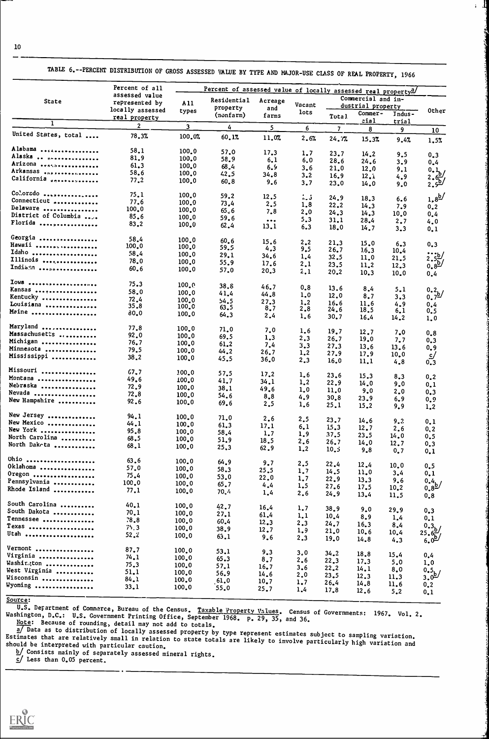TABLE 6.--PERCENT DISTRIBUTION OF GROSS ASSESSED VALUE BY TYPE AND MAJOR-USE CLASS OF REAL PROPERTY, 1966

| State | Percent of all assessed value represented by locally assessed real property | Percent of assessed value of locally assessed real property[a/] | | | | | | | |
|---|---|---|---|---|---|---|---|---|---|
| | | All types | Residential property (nonfarm) | Acreage and farms | Vacant lots | Commercial and industrial property | | | Other |
| | | | | | | Total | Commercial | Industrial | |
| 1 | 2 | 3 | 4 | 5 | 6 | 7 | 8 | 9 | 10 |
| United States, total .... | 78.3% | 100.0% | 60.1% | 11.0% | 2.6% | 24.7% | 15.3% | 9.4% | 1.5% |
| Alabama ................ | 58.1 | 100.0 | 57.0 | 17.3 | 1.7 | 23.7 | 14.2 | 9.5 | 0.3 |
| Alaska ................. | 81.9 | 100.0 | 58.9 | 6.1 | 6.0 | 28.6 | 24.6 | 3.9 | 0.4 |
| Arizona ................ | 61.3 | 100.0 | 68.4 | 6.9 | 3.6 | 21.0 | 12.0 | 9.1 | 0.1 |
| Arkansas ............... | 58.6 | 100.0 | 42.5 | 34.8 | 3.2 | 16.9 | 12.1 | 4.9 | 2.6[b/] |
| California ............. | 77.2 | 100.0 | 60.8 | 9.6 | 3.7 | 23.0 | 14.0 | 9.0 | 2.9[b/] |
| Colorado ............... | 75.1 | 100.0 | 59.2 | 12.5 | 1.5 | 24.9 | 18.3 | 6.6 | 1.8[b/] |
| Connecticut ............ | 77.6 | 100.0 | 73.4 | 2.5 | 1.8 | 22.2 | 14.3 | 7.9 | 0.2 |
| Delaware ............... | 100.0 | 100.0 | 65.6 | 7.8 | 2.0 | 24.3 | 14.3 | 10.0 | 0.4 |
| District of Columbia ... | 85.6 | 100.0 | 59.6 | ... | 5.3 | 31.1 | 28.4 | 2.7 | 4.0 |
| Florida ................ | 83.2 | 100.0 | 62.4 | 13.1 | 6.3 | 18.0 | 14.7 | 3.3 | 0.1 |
| Georgia ................ | 58.4 | 100.0 | 60.6 | 15.6 | 2.2 | 21.3 | 15.0 | 6.3 | 0.3 |
| Hawaii ................. | 100.0 | 100.0 | 59.5 | 4.3 | 9.5 | 26.7 | 16.3 | 10.4 | ... |
| Idaho .................. | 58.4 | 100.0 | 29.1 | 34.6 | 1.4 | 32.5 | 11.0 | 21.5 | 2.5[b/] |
| Illinois ............... | 78.0 | 100.0 | 55.9 | 17.6 | 2.1 | 23.5 | 11.2 | 12.3 | 0.8[b/] |
| Indiana ................ | 60.6 | 100.0 | 57.0 | 20.3 | 2.1 | 20.2 | 10.3 | 10.0 | 0.4 |
| Iowa ................... | 75.3 | 100.0 | 38.8 | 46.7 | 0.8 | 13.6 | 8.4 | 5.1 | 0.2 |
| Kansas ................. | 58.0 | 100.0 | 41.4 | 44.8 | 1.0 | 12.0 | 8.7 | 3.3 | 0.7[b/] |
| Kentucky ............... | 72.4 | 100.0 | 54.5 | 27.3 | 1.2 | 16.6 | 11.6 | 4.9 | 0.4 |
| Louisiana .............. | 35.8 | 100.0 | 63.5 | 8.7 | 2.8 | 24.6 | 18.5 | 6.1 | 0.5 |
| Maine .................. | 80.0 | 100.0 | 64.3 | 2.4 | 1.6 | 30.7 | 16.4 | 14.2 | 1.0 |
| Maryland ............... | 77.8 | 100.0 | 71.0 | 7.0 | 1.6 | 19.7 | 12.7 | 7.0 | 0.8 |
| Massachusetts .......... | 92.0 | 100.0 | 69.5 | 1.3 | 2.3 | 26.7 | 19.0 | 7.7 | 0.3 |
| Michigan ............... | 76.7 | 100.0 | 61.2 | 7.4 | 3.3 | 27.3 | 13.6 | 13.6 | 0.9 |
| Minnesota .............. | 79.5 | 100.0 | 44.2 | 26.7 | 1.2 | 27.9 | 17.9 | 10.0 | [c/] |
| Mississippi ............ | 38.2 | 100.0 | 45.5 | 36.0 | 2.3 | 16.0 | 11.1 | 4.8 | 0.3 |
| Missouri ............... | 67.7 | 100.0 | 57.5 | 17.2 | 1.6 | 23.6 | 15.3 | 8.3 | 0.2 |
| Montana ................ | 49.6 | 100.0 | 41.7 | 34.1 | 1.2 | 22.9 | 14.0 | 9.0 | 0.1 |
| Nebraska ............... | 72.9 | 100.0 | 38.1 | 49.6 | 1.0 | 11.0 | 9.0 | 2.0 | 0.3 |
| Nevada ................. | 72.8 | 100.0 | 54.6 | 8.8 | 4.9 | 30.8 | 23.9 | 6.9 | 0.9 |
| New Hampshire .......... | 92.6 | 100.0 | 69.6 | 2.5 | 1.6 | 25.1 | 15.2 | 9.9 | 1.2 |
| New Jersey ............. | 94.1 | 100.0 | 71.0 | 2.6 | 2.5 | 23.7 | 14.6 | 9.2 | 0.1 |
| New Mexico ............. | 44.1 | 100.0 | 61.3 | 17.1 | 6.1 | 15.3 | 12.7 | 2.6 | 0.2 |
| New York ............... | 95.8 | 100.0 | 58.4 | 1.7 | 1.9 | 37.5 | 23.5 | 14.0 | 0.5 |
| North Carolina ......... | 68.5 | 100.0 | 51.9 | 18.5 | 2.6 | 26.7 | 14.0 | 12.7 | 0.3 |
| North Dakota ........... | 68.1 | 100.0 | 25.3 | 62.9 | 1.2 | 10.5 | 9.8 | 0.7 | 0.1 |
| Ohio ................... | 63.6 | 100.0 | 64.9 | 9.7 | 2.5 | 22.4 | 12.4 | 10.0 | 0.5 |
| Oklahoma ............... | 57.0 | 100.0 | 58.3 | 25.5 | 1.7 | 14.5 | 11.0 | 3.4 | 0.1 |
| Oregon ................. | 75.4 | 100.0 | 53.0 | 22.0 | 1.7 | 22.9 | 13.3 | 9.6 | 0.4 |
| Pennsylvania ........... | 100.0 | 100.0 | 65.7 | 4.4 | 1.5 | 27.6 | 17.5 | 10.2 | 0.8[b/] |
| Rhode Island ........... | 77.1 | 100.0 | 70.4 | 1.4 | 2.6 | 24.9 | 13.4 | 11.5 | 0.8 |
| South Carolina ......... | 40.1 | 100.0 | 42.7 | 16.4 | 1.7 | 38.9 | 9.0 | 29.9 | 0.3 |
| South Dakota ........... | 70.1 | 100.0 | 27.1 | 61.4 | 1.1 | 10.4 | 8.9 | 1.4 | 0.1 |
| Tennessee .............. | 78.8 | 100.0 | 60.4 | 12.3 | 2.3 | 24.7 | 16.3 | 8.4 | 0.3 |
| Texas .................. | 75.3 | 100.0 | 38.9 | 12.7 | 1.9 | 21.0 | 10.6 | 10.4 | 25.6[b/] |
| Utah ................... | 52.2 | 100.0 | 63.1 | 9.6 | 2.3 | 19.0 | 14.8 | 4.3 | 6.0[b/] |
| Vermont ................ | 87.7 | 100.0 | 53.1 | 9.3 | 3.0 | 34.2 | 18.8 | 15.4 | 0.4 |
| Virginia ............... | 74.1 | 100.0 | 65.3 | 8.7 | 2.6 | 22.3 | 17.3 | 5.0 | 1.0 |
| Washington ............. | 75.3 | 100.0 | 57.1 | 16.7 | 3.6 | 22.2 | 14.1 | 8.0 | 0.5 |
| West Virginia .......... | 51.1 | 100.0 | 56.9 | 14.6 | 2.0 | 23.5 | 12.3 | 11.3 | 3.0[b/] |
| Wisconsin .............. | 84.1 | 100.0 | 61.0 | 10.7 | 1.7 | 26.4 | 14.8 | 11.6 | 0.2 |
| Wyoming ................ | 33.1 | 100.0 | 55.0 | 25.7 | 1.4 | 17.8 | 12.6 | 5.2 | 0.1 |

Source:

U.S. Department of Commerce, Bureau of the Census. Taxable Property Values. Census of Governments: 1967. Vol. 2. Washington, D.C.: U.S. Government Printing Office, September 1968. p. 29, 35, and 36.

Note: Because of rounding, detail may not add to totals.

a/ Data as to distribution of locally assessed property by type represent estimates subject to sampling variation. Estimates that are relatively small in relation to state totals are likely to involve particularly high variation and should be interpreted with particular caution.

b/ Consists mainly of separately assessed mineral rights.

c/ Less than 0.05 percent.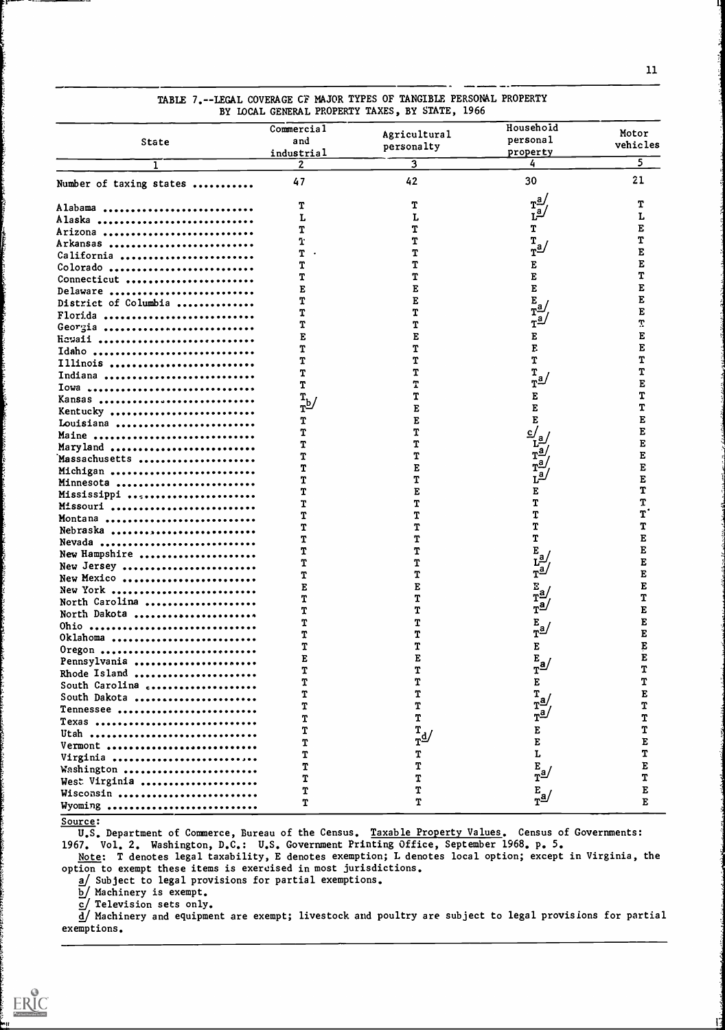TABLE 7.--LEGAL COVERAGE OF MAJOR TYPES OF TANGIBLE PERSONAL PROPERTY BY LOCAL GENERAL PROPERTY TAXES, BY STATE, 1966

| State | Commercial and industrial | Agricultural personalty | Household personal property | Motor vehicles |
|---|---|---|---|---|
| 1 | 2 | 3 | 4 | 5 |
| Number of taxing states | 47 | 42 | 30 | 21 |
| Alabama | T | T | T a/ | T |
| Alaska | L | L | L a/ | L |
| Arizona | T | T | T | E |
| Arkansas | T | T | T | T |
| California | T | T | T a/ | E |
| Colorado | T | T | E | E |
| Connecticut | T | T | E | T |
| Delaware | E | E | E | E |
| District of Columbia | T | E | E | E |
| Florida | T | T | T a/ | E |
| Georgia | T | T | T a/ | T |
| Hawaii | E | E | E | E |
| Idaho | T | T | E | E |
| Illinois | T | T | T | T |
| Indiana | T | T | T | T |
| Iowa | T | T | T a/ | E |
| Kansas | T | T | E | T |
| Kentucky | T b/ | E | E | T |
| Louisiana | T | E | E | E |
| Maine | T | T | c/ | E |
| Maryland | T | T | L a/ | E |
| Massachusetts | T | T | T a/ | E |
| Michigan | T | E | T a/ | E |
| Minnesota | T | T | L a/ | E |
| Mississippi | T | E | E | T |
| Missouri | T | T | T | T |
| Montana | T | T | T | T |
| Nebraska | T | T | T | T |
| Nevada | T | T | T | E |
| New Hampshire | T | T | E | E |
| New Jersey | T | T | L a/ | E |
| New Mexico | T | T | T a/ | E |
| New York | E | E | E | E |
| North Carolina | T | T | T a/ | T |
| North Dakota | T | T | T a/ | E |
| Ohio | T | T | E | E |
| Oklahoma | T | T | T a/ | E |
| Oregon | T | T | E | E |
| Pennsylvania | E | E | E | E |
| Rhode Island | T | T | T a/ | T |
| South Carolina | T | T | E | T |
| South Dakota | T | T | T | E |
| Tennessee | T | T | T a/ | T |
| Texas | T | T | T a/ | T |
| Utah | T | T | E | T |
| Vermont | T | T d/ | E | E |
| Virginia | T | T | L | T |
| Washington | T | T | E | E |
| West Virginia | T | T | T a/ | T |
| Wisconsin | T | T | E | E |
| Wyoming | T | T | T a/ | E |

Source:
U.S. Department of Commerce, Bureau of the Census. Taxable Property Values. Census of Governments: 1967. Vol. 2. Washington, D.C.: U.S. Government Printing Office, September 1968. p. 5.

Note: T denotes legal taxability, E denotes exemption; L denotes local option; except in Virginia, the option to exempt these items is exercised in most jurisdictions.

a/ Subject to legal provisions for partial exemptions.

b/ Machinery is exempt.

c/ Television sets only.

d/ Machinery and equipment are exempt; livestock and poultry are subject to legal provisions for partial exemptions.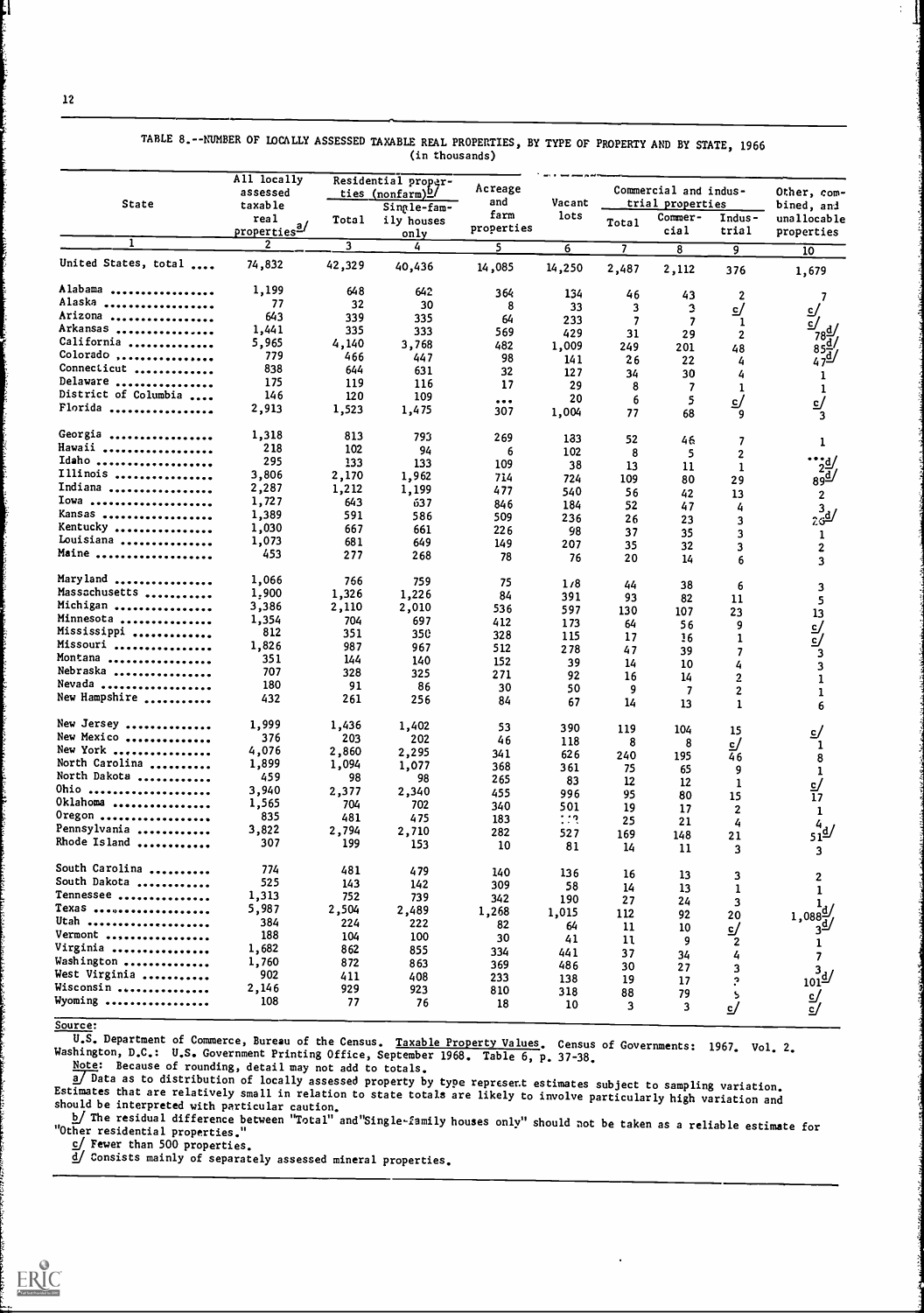TABLE 8.--NUMBER OF LOCALLY ASSESSED TAXABLE REAL PROPERTIES, BY TYPE OF PROPERTY AND BY STATE, 1966 (in thousands)

| State | All locally assessed taxable real properties[a] | Residential properties (nonfarm)[b] | | Acreage and farm properties | Vacant lots | Commercial and industrial properties | | | Other, combined, and unallocable properties |
|---|---|---|---|---|---|---|---|---|---|
| | | Total | Single-family houses only | | | Total | Commercial | Industrial | |
| 1 | 2 | 3 | 4 | 5 | 6 | 7 | 8 | 9 | 10 |
| United States, total | 74,832 | 42,329 | 40,436 | 14,085 | 14,250 | 2,487 | 2,112 | 376 | 1,679 |
| Alabama | 1,199 | 648 | 642 | 364 | 134 | 46 | 43 | 2 | 7 |
| Alaska | 77 | 32 | 30 | 8 | 33 | 3 | 3 | c/ | c/ |
| Arizona | 643 | 339 | 335 | 64 | 233 | 7 | 7 | 1 | c/ |
| Arkansas | 1,441 | 335 | 333 | 569 | 429 | 31 | 29 | 2 | 78[d] |
| California | 5,965 | 4,140 | 3,768 | 482 | 1,009 | 249 | 201 | 48 | 85[d] |
| Colorado | 779 | 466 | 447 | 98 | 141 | 26 | 22 | 4 | 47[d] |
| Connecticut | 838 | 644 | 631 | 32 | 127 | 34 | 30 | 4 | 1 |
| Delaware | 175 | 119 | 116 | 17 | 29 | 8 | 7 | 1 | 1 |
| District of Columbia | 146 | 120 | 109 | ... | 20 | 6 | 5 | c/ | c/ |
| Florida | 2,913 | 1,523 | 1,475 | 307 | 1,004 | 77 | 68 | 9 | 3 |
| Georgia | 1,318 | 813 | 793 | 269 | 183 | 52 | 46 | 7 | 1 |
| Hawaii | 218 | 102 | 94 | 6 | 102 | 8 | 5 | 2 | ... |
| Idaho | 295 | 133 | 133 | 109 | 38 | 13 | 11 | 1 | 2[d] |
| Illinois | 3,806 | 2,170 | 1,962 | 714 | 724 | 109 | 80 | 29 | 89[d] |
| Indiana | 2,287 | 1,212 | 1,199 | 477 | 540 | 56 | 42 | 13 | 2 |
| Iowa | 1,727 | 643 | 637 | 846 | 184 | 52 | 47 | 4 | 3 |
| Kansas | 1,389 | 591 | 586 | 509 | 236 | 26 | 23 | 3 | 26[d] |
| Kentucky | 1,030 | 667 | 661 | 226 | 98 | 37 | 35 | 3 | 1 |
| Louisiana | 1,073 | 681 | 649 | 149 | 207 | 35 | 32 | 3 | 2 |
| Maine | 453 | 277 | 268 | 78 | 76 | 20 | 14 | 6 | 3 |
| Maryland | 1,066 | 766 | 759 | 75 | 178 | 44 | 38 | 6 | 3 |
| Massachusetts | 1,900 | 1,326 | 1,226 | 84 | 391 | 93 | 82 | 11 | 5 |
| Michigan | 3,386 | 2,110 | 2,010 | 536 | 597 | 130 | 107 | 23 | 13 |
| Minnesota | 1,354 | 704 | 697 | 412 | 173 | 64 | 56 | 9 | c/ |
| Mississippi | 812 | 351 | 350 | 328 | 115 | 17 | 16 | 1 | c/ |
| Missouri | 1,826 | 987 | 967 | 512 | 278 | 47 | 39 | 7 | 3 |
| Montana | 351 | 144 | 140 | 152 | 39 | 14 | 10 | 4 | 3 |
| Nebraska | 707 | 328 | 325 | 271 | 92 | 16 | 14 | 2 | 1 |
| Nevada | 180 | 91 | 86 | 30 | 50 | 9 | 7 | 2 | 1 |
| New Hampshire | 432 | 261 | 256 | 84 | 67 | 14 | 13 | 1 | 6 |
| New Jersey | 1,999 | 1,436 | 1,402 | 53 | 390 | 119 | 104 | 15 | c/ |
| New Mexico | 376 | 203 | 202 | 46 | 118 | 8 | 8 | c/ | 1 |
| New York | 4,076 | 2,860 | 2,295 | 341 | 626 | 240 | 195 | 46 | 8 |
| North Carolina | 1,899 | 1,094 | 1,077 | 368 | 361 | 75 | 65 | 9 | 1 |
| North Dakota | 459 | 98 | 98 | 265 | 83 | 12 | 12 | 1 | c/ |
| Ohio | 3,940 | 2,377 | 2,340 | 455 | 996 | 95 | 80 | 15 | 17 |
| Oklahoma | 1,565 | 704 | 702 | 340 | 501 | 19 | 17 | 2 | 1 |
| Oregon | 835 | 481 | 475 | 183 | 1?? | 25 | 21 | 4 | 4 |
| Pennsylvania | 3,822 | 2,794 | 2,710 | 282 | 527 | 169 | 148 | 21 | 51[d] |
| Rhode Island | 307 | 199 | 153 | 10 | 81 | 14 | 11 | 3 | 3 |
| South Carolina | 774 | 481 | 479 | 140 | 136 | 16 | 13 | 3 | 2 |
| South Dakota | 525 | 143 | 142 | 309 | 58 | 14 | 13 | 1 | 1 |
| Tennessee | 1,313 | 752 | 739 | 342 | 190 | 27 | 24 | 3 | 1 |
| Texas | 5,987 | 2,504 | 2,489 | 1,268 | 1,015 | 112 | 92 | 20 | 1,088[d] |
| Utah | 384 | 224 | 222 | 82 | 64 | 11 | 10 | c/ | 3[d] |
| Vermont | 188 | 104 | 100 | 30 | 41 | 11 | 9 | 2 | 1 |
| Virginia | 1,682 | 862 | 855 | 334 | 441 | 37 | 34 | 4 | 7 |
| Washington | 1,760 | 872 | 863 | 369 | 486 | 30 | 27 | 3 | 3 |
| West Virginia | 902 | 411 | 408 | 233 | 138 | 19 | 17 | ? | 101[d] |
| Wisconsin | 2,146 | 929 | 923 | 810 | 318 | 88 | 79 | 5 | c/ |
| Wyoming | 108 | 77 | 76 | 18 | 10 | 3 | 3 | c/ | c/ |

Source:

U.S. Department of Commerce, Bureau of the Census. *Taxable Property Values*. Census of Governments: 1967. Vol. 2. Washington, D.C.: U.S. Government Printing Office, September 1968. Table 6, p. 37-38.

Note: Because of rounding, detail may not add to totals.

a/ Data as to distribution of locally assessed property by type represent estimates subject to sampling variation. Estimates that are relatively small in relation to state totals are likely to involve particularly high variation and should be interpreted with particular caution.

b/ The residual difference between "Total" and "Single-family houses only" should not be taken as a reliable estimate for "Other residential properties."

c/ Fewer than 500 properties.

d/ Consists mainly of separately assessed mineral properties.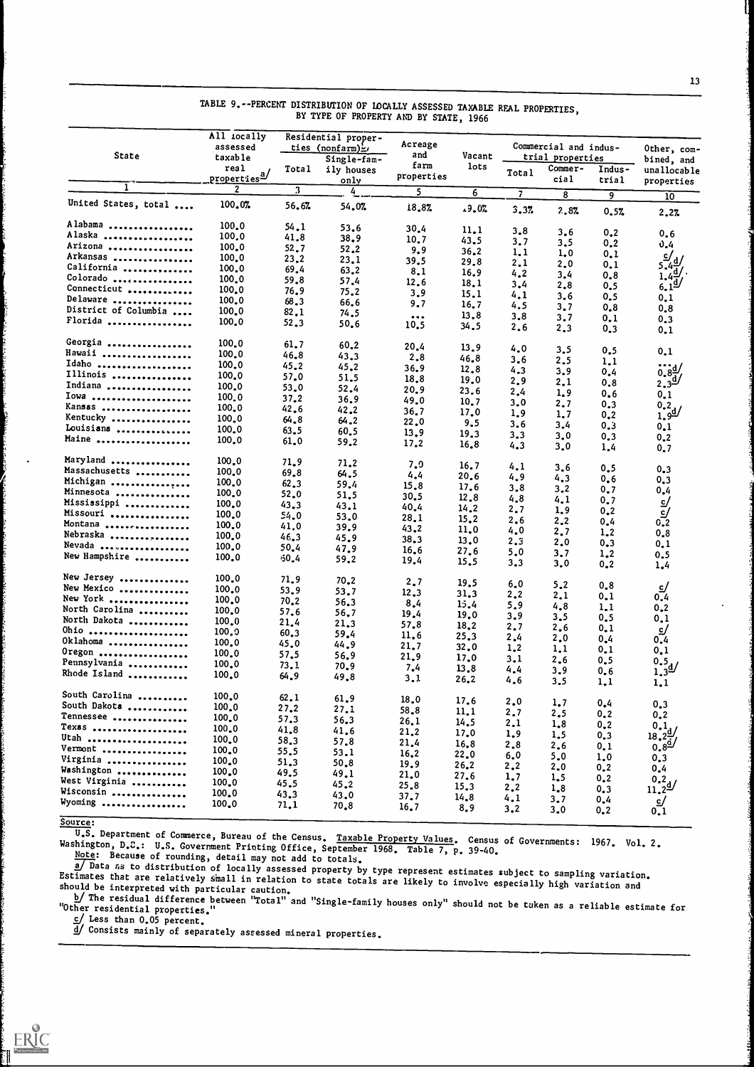TABLE 9.--PERCENT DISTRIBUTION OF LOCALLY ASSESSED TAXABLE REAL PROPERTIES, BY TYPE OF PROPERTY AND BY STATE, 1966

| State | All locally assessed taxable real properties a/ | Residential properties (nonfarm) b/ | | Acreage and farm properties | Vacant lots | Commercial and industrial properties | | | Other, combined, and unallocable properties |
|---|---|---|---|---|---|---|---|---|---|
| | | Total | Single-family houses only | | | Total | Commercial | Industrial | |
| 1 | 2 | 3 | 4 | 5 | 6 | 7 | 8 | 9 | 10 |
| United States, total .... | 100.0% | 56.6% | 54.0% | 18.8% | 19.0% | 3.3% | 2.8% | 0.5% | 2.2% |
| Alabama .......... | 100.0 | 54.1 | 53.6 | 30.4 | 11.1 | 3.8 | 3.6 | 0.2 | 0.6 |
| Alaska .......... | 100.0 | 41.8 | 38.9 | 10.7 | 43.5 | 3.7 | 3.5 | 0.2 | 0.4 |
| Arizona .......... | 100.0 | 52.7 | 52.2 | 9.9 | 36.2 | 1.1 | 1.0 | 0.1 | c/ |
| Arkansas .......... | 100.0 | 23.2 | 23.1 | 39.5 | 29.8 | 2.1 | 2.0 | 0.1 | 5.4d/ |
| California .......... | 100.0 | 69.4 | 63.2 | 8.1 | 16.9 | 4.2 | 3.4 | 0.8 | 1.4d/ |
| Colorado .......... | 100.0 | 59.8 | 57.4 | 12.6 | 18.1 | 3.4 | 2.8 | 0.5 | 6.1d/ |
| Connecticut .......... | 100.0 | 76.9 | 75.2 | 3.9 | 15.1 | 4.1 | 3.6 | 0.5 | 0.1 |
| Delaware .......... | 100.0 | 68.3 | 66.6 | 9.7 | 16.7 | 4.5 | 3.7 | 0.8 | 0.8 |
| District of Columbia .... | 100.0 | 82.1 | 74.5 | ... | 13.8 | 3.8 | 3.7 | 0.1 | 0.3 |
| Florida .......... | 100.0 | 52.3 | 50.6 | 10.5 | 34.5 | 2.6 | 2.3 | 0.3 | 0.1 |
| Georgia .......... | 100.0 | 61.7 | 60.2 | 20.4 | 13.9 | 4.0 | 3.5 | 0.5 | 0.1 |
| Hawaii .......... | 100.0 | 46.8 | 43.3 | 2.8 | 46.8 | 3.6 | 2.5 | 1.1 | ... |
| Idaho .......... | 100.0 | 45.2 | 45.2 | 36.9 | 12.8 | 4.3 | 3.9 | 0.4 | 0.8d/ |
| Illinois .......... | 100.0 | 57.0 | 51.5 | 18.8 | 19.0 | 2.9 | 2.1 | 0.8 | 2.3d/ |
| Indiana .......... | 100.0 | 53.0 | 52.4 | 20.9 | 23.6 | 2.4 | 1.9 | 0.6 | 0.1 |
| Iowa .......... | 100.0 | 37.2 | 36.9 | 49.0 | 10.7 | 3.0 | 2.7 | 0.3 | 0.2 |
| Kansas .......... | 100.0 | 42.6 | 42.2 | 36.7 | 17.0 | 1.9 | 1.7 | 0.2 | 1.9d/ |
| Kentucky .......... | 100.0 | 64.8 | 64.2 | 22.0 | 9.5 | 3.6 | 3.4 | 0.3 | 0.1 |
| Louisiana .......... | 100.0 | 63.5 | 60.5 | 13.9 | 19.3 | 3.3 | 3.0 | 0.3 | 0.2 |
| Maine .......... | 100.0 | 61.0 | 59.2 | 17.2 | 16.8 | 4.3 | 3.0 | 1.4 | 0.7 |
| Maryland .......... | 100.0 | 71.9 | 71.2 | 7.0 | 16.7 | 4.1 | 3.6 | 0.5 | 0.3 |
| Massachusetts .......... | 100.0 | 69.8 | 64.5 | 4.4 | 20.6 | 4.9 | 4.3 | 0.6 | 0.3 |
| Michigan .......... | 100.0 | 62.3 | 59.4 | 15.8 | 17.6 | 3.8 | 3.2 | 0.7 | 0.4 |
| Minnesota .......... | 100.0 | 52.0 | 51.5 | 30.5 | 12.8 | 4.8 | 4.1 | 0.7 | c/ |
| Mississippi .......... | 100.0 | 43.3 | 43.1 | 40.4 | 14.2 | 2.7 | 1.9 | 0.2 | c/ |
| Missouri .......... | 100.0 | 54.0 | 53.0 | 28.1 | 15.2 | 2.6 | 2.2 | 0.4 | 0.2 |
| Montana .......... | 100.0 | 41.0 | 39.9 | 43.2 | 11.0 | 4.0 | 2.7 | 1.2 | 0.8 |
| Nebraska .......... | 100.0 | 46.3 | 45.9 | 38.3 | 13.0 | 2.3 | 2.0 | 0.3 | 0.1 |
| Nevada .......... | 100.0 | 50.4 | 47.9 | 16.6 | 27.6 | 5.0 | 3.7 | 1.2 | 0.5 |
| New Hampshire .......... | 100.0 | 60.4 | 59.2 | 19.4 | 15.5 | 3.3 | 3.0 | 0.2 | 1.4 |
| New Jersey .......... | 100.0 | 71.9 | 70.2 | 2.7 | 19.5 | 6.0 | 5.2 | 0.8 | c/ |
| New Mexico .......... | 100.0 | 53.9 | 53.7 | 12.3 | 31.3 | 2.2 | 2.1 | 0.1 | 0.4 |
| New York .......... | 100.0 | 70.2 | 56.3 | 8.4 | 15.4 | 5.9 | 4.8 | 1.1 | 0.2 |
| North Carolina .......... | 100.0 | 57.6 | 56.7 | 19.4 | 19.0 | 3.9 | 3.5 | 0.5 | 0.1 |
| North Dakota .......... | 100.0 | 21.4 | 21.3 | 57.8 | 18.2 | 2.7 | 2.6 | 0.1 | c/ |
| Ohio .......... | 100.0 | 60.3 | 59.4 | 11.6 | 25.3 | 2.4 | 2.0 | 0.4 | 0.4 |
| Oklahoma .......... | 100.0 | 45.0 | 44.9 | 21.7 | 32.0 | 1.2 | 1.1 | 0.1 | 0.1 |
| Oregon .......... | 100.0 | 57.5 | 56.9 | 21.9 | 17.0 | 3.1 | 2.6 | 0.5 | 0.5 |
| Pennsylvania .......... | 100.0 | 73.1 | 70.9 | 7.4 | 13.8 | 4.4 | 3.9 | 0.6 | 1.3d/ |
| Rhode Island .......... | 100.0 | 64.9 | 49.8 | 3.1 | 26.2 | 4.6 | 3.5 | 1.1 | 1.1 |
| South Carolina .......... | 100.0 | 62.1 | 61.9 | 18.0 | 17.6 | 2.0 | 1.7 | 0.4 | 0.3 |
| South Dakota .......... | 100.0 | 27.2 | 27.1 | 58.8 | 11.1 | 2.7 | 2.5 | 0.2 | 0.2 |
| Tennessee .......... | 100.0 | 57.3 | 56.3 | 26.1 | 14.5 | 2.1 | 1.8 | 0.2 | 0.1 |
| Texas .......... | 100.0 | 41.8 | 41.6 | 21.2 | 17.0 | 1.9 | 1.5 | 0.3 | 18.2d/ |
| Utah .......... | 100.0 | 58.3 | 57.8 | 21.4 | 16.8 | 2.8 | 2.6 | 0.1 | 0.8d/ |
| Vermont .......... | 100.0 | 55.5 | 53.1 | 16.2 | 22.0 | 6.0 | 5.0 | 1.0 | 0.3 |
| Virginia .......... | 100.0 | 51.3 | 50.8 | 19.9 | 26.2 | 2.2 | 2.0 | 0.2 | 0.4 |
| Washington .......... | 100.0 | 49.5 | 49.1 | 21.0 | 27.6 | 1.7 | 1.5 | 0.2 | 0.2 |
| West Virginia .......... | 100.0 | 45.5 | 45.2 | 25.8 | 15.3 | 2.2 | 1.8 | 0.3 | 11.2d/ |
| Wisconsin .......... | 100.0 | 43.3 | 43.0 | 37.7 | 14.8 | 4.1 | 3.7 | 0.4 | c/ |
| Wyoming .......... | 100.0 | 71.1 | 70.8 | 16.7 | 8.9 | 3.2 | 3.0 | 0.2 | 0.1 |

Source:

U.S. Department of Commerce, Bureau of the Census. Taxable Property Values. Census of Governments: 1967. Vol. 2. Washington, D.C.: U.S. Government Printing Office, September 1968. Table 7, p. 39-40.

Note: Because of rounding, detail may not add to totals.

a/ Data as to distribution of locally assessed property by type represent estimates subject to sampling variation. Estimates that are relatively small in relation to state totals are likely to involve especially high variation and should be interpreted with particular caution.

b/ The residual difference between "Total" and "Single-family houses only" should not be taken as a reliable estimate for "Other residential properties."

c/ Less than 0.05 percent.

d/ Consists mainly of separately assessed mineral properties.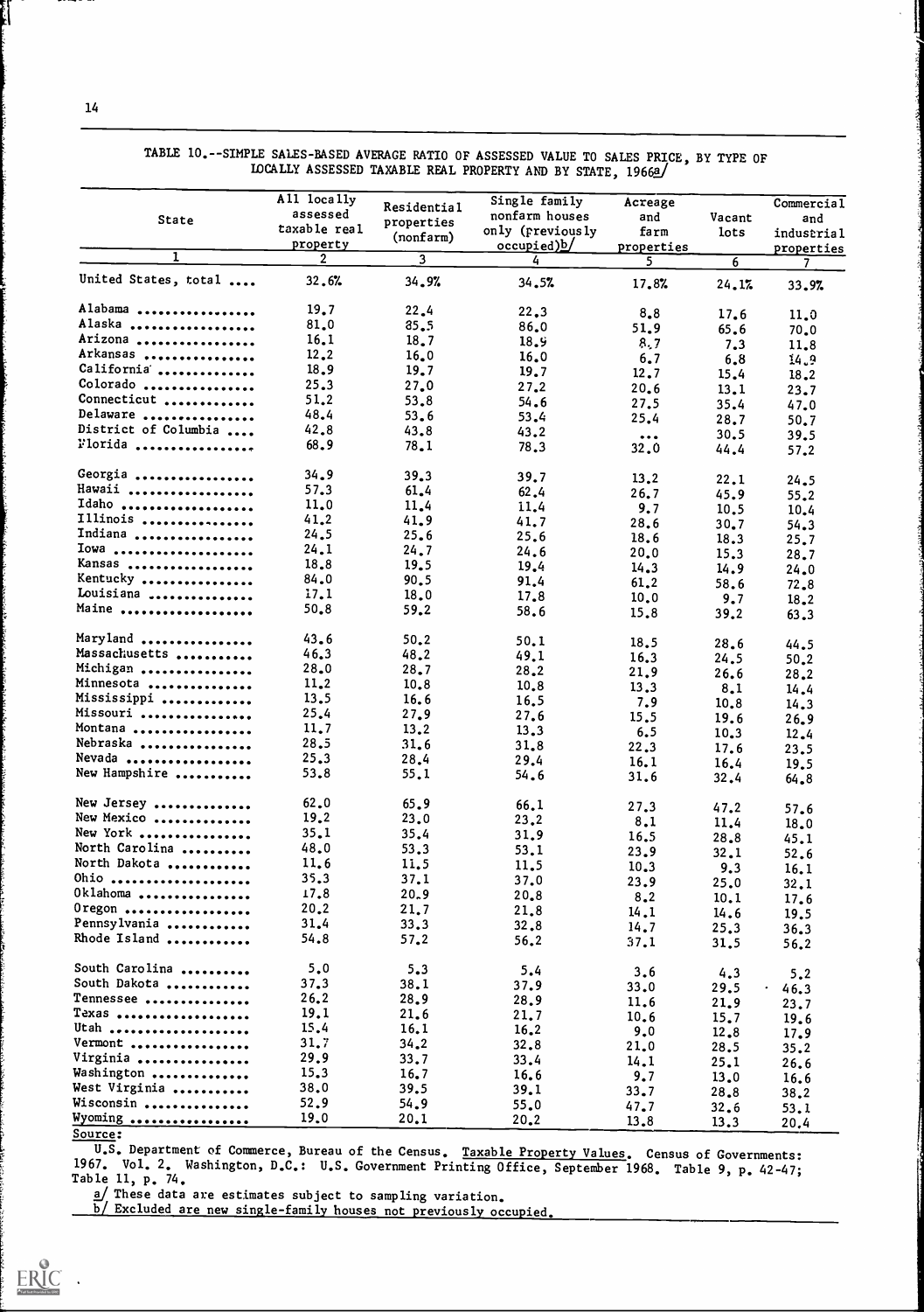TABLE 10.--SIMPLE SALES-BASED AVERAGE RATIO OF ASSESSED VALUE TO SALES PRICE, BY TYPE OF LOCALLY ASSESSED TAXABLE REAL PROPERTY AND BY STATE, 1966[a]

| State | All locally assessed taxable real property | Residential properties (nonfarm) | Single family nonfarm houses only (previously occupied)[b] | Acreage and farm properties | Vacant lots | Commercial and industrial properties |
|---|---|---|---|---|---|---|
| 1 | 2 | 3 | 4 | 5 | 6 | 7 |
| United States, total .... | 32.6% | 34.9% | 34.5% | 17.8% | 24.1% | 33.9% |
| Alabama | 19.7 | 22.4 | 22.3 | 8.8 | 17.6 | 11.0 |
| Alaska | 81.0 | 85.5 | 86.0 | 51.9 | 65.6 | 70.0 |
| Arizona | 16.1 | 18.7 | 18.9 | 8.7 | 7.3 | 11.8 |
| Arkansas | 12.2 | 16.0 | 16.0 | 6.7 | 6.8 | 14.9 |
| California | 18.9 | 19.7 | 19.7 | 12.7 | 15.4 | 18.2 |
| Colorado | 25.3 | 27.0 | 27.2 | 20.6 | 13.1 | 23.7 |
| Connecticut | 51.2 | 53.8 | 54.6 | 27.5 | 35.4 | 47.0 |
| Delaware | 48.4 | 53.6 | 53.4 | 25.4 | 28.7 | 50.7 |
| District of Columbia | 42.8 | 43.8 | 43.2 | ... | 30.5 | 39.5 |
| Florida | 68.9 | 78.1 | 78.3 | 32.0 | 44.4 | 57.2 |
| Georgia | 34.9 | 39.3 | 39.7 | 13.2 | 22.1 | 24.5 |
| Hawaii | 57.3 | 61.4 | 62.4 | 26.7 | 45.9 | 55.2 |
| Idaho | 11.0 | 11.4 | 11.4 | 9.7 | 10.5 | 10.4 |
| Illinois | 41.2 | 41.9 | 41.7 | 28.6 | 30.7 | 54.3 |
| Indiana | 24.5 | 25.6 | 25.6 | 18.6 | 18.3 | 25.7 |
| Iowa | 24.1 | 24.7 | 24.6 | 20.0 | 15.3 | 28.7 |
| Kansas | 18.8 | 19.5 | 19.4 | 14.3 | 14.9 | 24.0 |
| Kentucky | 84.0 | 90.5 | 91.4 | 61.2 | 58.6 | 72.8 |
| Louisiana | 17.1 | 18.0 | 17.8 | 10.0 | 9.7 | 18.2 |
| Maine | 50.8 | 59.2 | 58.6 | 15.8 | 39.2 | 63.3 |
| Maryland | 43.6 | 50.2 | 50.1 | 18.5 | 28.6 | 44.5 |
| Massachusetts | 46.3 | 48.2 | 49.1 | 16.3 | 24.5 | 50.2 |
| Michigan | 28.0 | 28.7 | 28.2 | 21.9 | 26.6 | 28.2 |
| Minnesota | 11.2 | 10.8 | 10.8 | 13.3 | 8.1 | 14.4 |
| Mississippi | 13.5 | 16.6 | 16.5 | 7.9 | 10.8 | 14.3 |
| Missouri | 25.4 | 27.9 | 27.6 | 15.5 | 19.6 | 26.9 |
| Montana | 11.7 | 13.2 | 13.3 | 6.5 | 10.3 | 12.4 |
| Nebraska | 28.5 | 31.6 | 31.8 | 22.3 | 17.6 | 23.5 |
| Nevada | 25.3 | 28.4 | 29.4 | 16.1 | 16.4 | 19.5 |
| New Hampshire | 53.8 | 55.1 | 54.6 | 31.6 | 32.4 | 64.8 |
| New Jersey | 62.0 | 65.9 | 66.1 | 27.3 | 47.2 | 57.6 |
| New Mexico | 19.2 | 23.0 | 23.2 | 8.1 | 11.4 | 18.0 |
| New York | 35.1 | 35.4 | 31.9 | 16.5 | 28.8 | 45.1 |
| North Carolina | 48.0 | 53.3 | 53.1 | 23.9 | 32.1 | 52.6 |
| North Dakota | 11.6 | 11.5 | 11.5 | 10.3 | 9.3 | 16.1 |
| Ohio | 35.3 | 37.1 | 37.0 | 23.9 | 25.0 | 32.1 |
| Oklahoma | 17.8 | 20.9 | 20.8 | 8.2 | 10.1 | 17.6 |
| Oregon | 20.2 | 21.7 | 21.8 | 14.1 | 14.6 | 19.5 |
| Pennsylvania | 31.4 | 33.3 | 32.8 | 14.7 | 25.3 | 36.3 |
| Rhode Island | 54.8 | 57.2 | 56.2 | 37.1 | 31.5 | 56.2 |
| South Carolina | 5.0 | 5.3 | 5.4 | 3.6 | 4.3 | 5.2 |
| South Dakota | 37.3 | 38.1 | 37.9 | 33.0 | 29.5 | 46.3 |
| Tennessee | 26.2 | 28.9 | 28.9 | 11.6 | 21.9 | 23.7 |
| Texas | 19.1 | 21.6 | 21.7 | 10.6 | 15.7 | 19.6 |
| Utah | 15.4 | 16.1 | 16.2 | 9.0 | 12.8 | 17.9 |
| Vermont | 31.7 | 34.2 | 32.8 | 21.0 | 28.5 | 35.2 |
| Virginia | 29.9 | 33.7 | 33.4 | 14.1 | 25.1 | 26.6 |
| Washington | 15.3 | 16.7 | 16.6 | 9.7 | 13.0 | 16.6 |
| West Virginia | 38.0 | 39.5 | 39.1 | 33.7 | 28.8 | 38.2 |
| Wisconsin | 52.9 | 54.9 | 55.0 | 47.7 | 32.6 | 53.1 |
| Wyoming | 19.0 | 20.1 | 20.2 | 13.8 | 13.3 | 20.4 |

Source:

U.S. Department of Commerce, Bureau of the Census. Taxable Property Values. Census of Governments: 1967. Vol. 2. Washington, D.C.: U.S. Government Printing Office, September 1968. Table 9, p. 42-47; Table 11, p. 74.

a/ These data are estimates subject to sampling variation.

b/ Excluded are new single-family houses not previously occupied.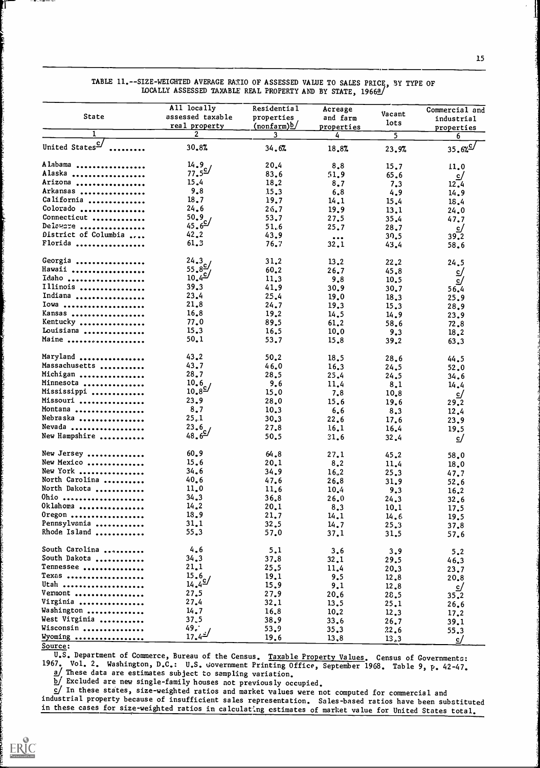TABLE 11.--SIZE-WEIGHTED AVERAGE RATIO OF ASSESSED VALUE TO SALES PRICE, BY TYPE OF LOCALLY ASSESSED TAXABLE REAL PROPERTY AND BY STATE, 1966[a]

| State | All locally assessed taxable real property | Residential properties (nonfarm)[b] | Acreage and farm properties | Vacant lots | Commercial and industrial properties |
|---|---|---|---|---|---|
| 1 | 2 | 3 | 4 | 5 | 6 |
| United States[c] ........ | 30.8% | 34.6% | 18.8% | 23.9% | 35.6%[c] |
| Alabama ................ | 14.9 | 20.4 | 8.8 | 15.7 | 11.0 |
| Alaska ................. | 77.5[c] | 83.6 | 51.9 | 65.6 | [c] |
| Arizona ................ | 15.4 | 18.2 | 8.7 | 7.3 | 12.4 |
| Arkansas ............... | 9.8 | 15.3 | 6.8 | 4.9 | 14.9 |
| California ............. | 18.7 | 19.7 | 14.1 | 15.4 | 18.4 |
| Colorado ............... | 24.6 | 26.7 | 19.9 | 13.1 | 24.0 |
| Connecticut ............ | 50.9 | 53.7 | 27.5 | 35.4 | 47.7 |
| Delaware ............... | 45.6[c] | 51.6 | 25.7 | 28.7 | [c] |
| District of Columbia .... | 42.2 | 43.9 | ... | 30.5 | 39.2 |
| Florida ................ | 61.3 | 76.7 | 32.1 | 43.4 | 58.6 |
| Georgia ................ | 24.3 | 31.2 | 13.2 | 22.2 | 24.5 |
| Hawaii ................. | 55.8[c] | 60.2 | 26.7 | 45.8 | [c] |
| Idaho .................. | 10.4[c] | 11.3 | 9.8 | 10.5 | [c] |
| Illinois ............... | 39.3 | 41.9 | 30.9 | 30.7 | 56.4 |
| Indiana ................ | 23.4 | 25.4 | 19.0 | 18.3 | 25.9 |
| Iowa ................... | 21.8 | 24.7 | 19.3 | 15.3 | 28.9 |
| Kansas ................. | 16.8 | 19.2 | 14.5 | 14.9 | 23.9 |
| Kentucky ............... | 77.0 | 89.5 | 61.2 | 58.6 | 72.8 |
| Louisiana .............. | 15.3 | 16.5 | 10.0 | 9.3 | 18.2 |
| Maine .................. | 50.1 | 53.7 | 15.8 | 39.2 | 63.3 |
| Maryland ............... | 43.2 | 50.2 | 18.5 | 28.6 | 44.5 |
| Massachusetts .......... | 43.7 | 46.0 | 16.3 | 24.5 | 52.0 |
| Michigan ............... | 28.7 | 28.5 | 25.4 | 24.5 | 34.6 |
| Minnesota .............. | 10.6 | 9.6 | 11.4 | 8.1 | 14.4 |
| Mississippi ............ | 10.8[c] | 15.0 | 7.8 | 10.8 | [c] |
| Missouri ............... | 23.9 | 28.0 | 15.6 | 19.6 | 29.2 |
| Montana ................ | 8.7 | 10.3 | 6.6 | 8.3 | 12.4 |
| Nebraska ............... | 25.1 | 30.3 | 22.6 | 17.6 | 23.9 |
| Nevada ................. | 23.6 | 27.8 | 16.1 | 16.4 | 19.5 |
| New Hampshire .......... | 48.6[c] | 50.5 | 31.6 | 32.4 | [c] |
| New Jersey ............. | 60.9 | 64.8 | 27.1 | 45.2 | 58.0 |
| New Mexico ............. | 15.6 | 20.1 | 8.2 | 11.4 | 18.0 |
| New York ............... | 34.6 | 34.9 | 16.2 | 25.3 | 47.7 |
| North Carolina ......... | 40.6 | 47.6 | 26.8 | 31.9 | 52.6 |
| North Dakota ........... | 11.0 | 11.6 | 10.4 | 9.3 | 16.2 |
| Ohio ................... | 34.3 | 36.8 | 26.0 | 24.3 | 32.6 |
| Oklahoma ............... | 14.2 | 20.1 | 8.3 | 10.1 | 17.5 |
| Oregon ................. | 18.9 | 21.7 | 14.1 | 14.6 | 19.5 |
| Pennsylvania ........... | 31.1 | 32.5 | 14.7 | 25.3 | 37.8 |
| Rhode Island ........... | 55.3 | 57.0 | 37.1 | 31.5 | 57.6 |
| South Carolina ......... | 4.6 | 5.1 | 3.6 | 3.9 | 5.2 |
| South Dakota ........... | 34.3 | 37.8 | 32.1 | 29.5 | 46.3 |
| Tennessee .............. | 21.1 | 25.5 | 11.4 | 20.3 | 23.7 |
| Texas .................. | 15.6 | 19.1 | 9.5 | 12.8 | 20.8 |
| Utah ................... | 14.4[c] | 15.9 | 9.1 | 12.8 | [c] |
| Vermont ................ | 27.5 | 27.9 | 20.6 | 28.5 | 35.2 |
| Virginia ............... | 27.4 | 32.1 | 13.5 | 25.1 | 26.6 |
| Washington ............. | 14.7 | 16.8 | 10.2 | 12.3 | 17.2 |
| West Virginia .......... | 37.5 | 38.9 | 33.6 | 26.7 | 39.1 |
| Wisconsin .............. | 49.? | 53.9 | 35.3 | 22.6 | 55.3 |
| Wyoming ................ | 17.4[c] | 19.6 | 13.8 | 13.3 | [c] |

Source:

U.S. Department of Commerce, Bureau of the Census. Taxable Property Values. Census of Governments: 1967. Vol. 2. Washington, D.C.: U.S. Government Printing Office, September 1968. Table 9, p. 42-47.

a/ These data are estimates subject to sampling variation.

b/ Excluded are new single-family houses not previously occupied.

c/ In these states, size-weighted ratios and market values were not computed for commercial and industrial property because of insufficient sales representation. Sales-based ratios have been substituted in these cases for size-weighted ratios in calculating estimates of market value for United States total.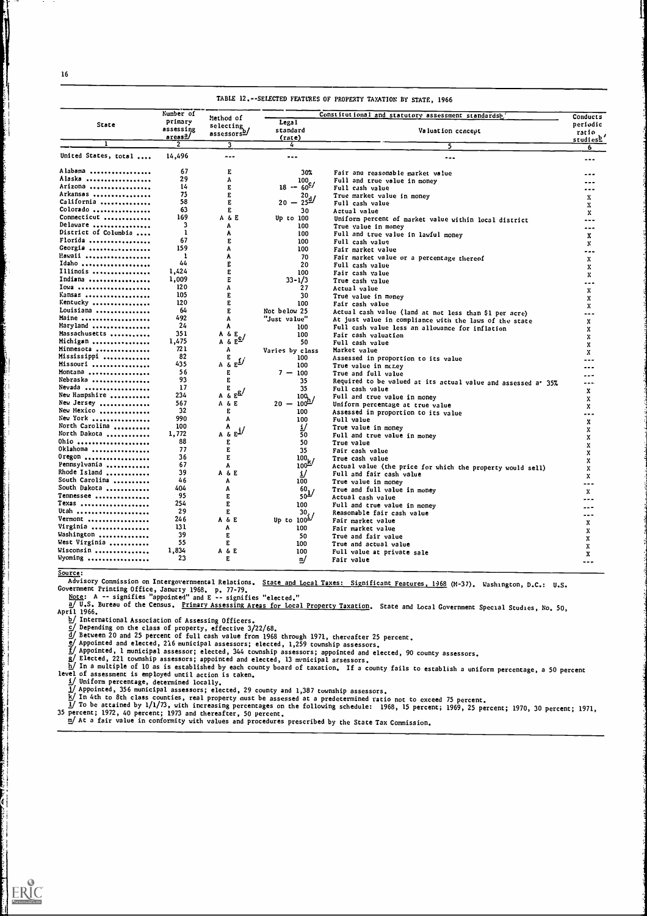TABLE 12.--SELECTED FEATURES OF PROPERTY TAXATION BY STATE, 1966

| State | Number of primary assessing areas[a/] | Method of selecting assessors[b/] | Constitutional and statutory assessment standards[b/] Legal standard (rate) | Valuation concept | Conducts periodic ratio studies[b/] |
|---|---|---|---|---|---|
| 1 | 2 | 3 | 4 | 5 | 6 |
| United States, total .... | 14,496 | --- | --- | --- | --- |
| Alabama | 67 | E | 30% | Fair and reasonable market value | --- |
| Alaska | 29 | A | 100 | Full and true value in money | --- |
| Arizona | 14 | E | 18 -- 60[c/] | Full cash value | --- |
| Arkansas | 75 | E | 20[d/] | True market value in money | X |
| California | 58 | E | 20 -- 25[d/] | Full cash value | X |
| Colorado | 63 | E | 30 | Actual value | X |
| Connecticut | 169 | A & E | Up to 100 | Uniform percent of market value within local district | --- |
| Delaware | 3 | A | 100 | True value in money | --- |
| District of Columbia | 1 | A | 100 | Full and true value in lawful money | X |
| Florida | 67 | E | 100 | Full cash value | X |
| Georgia | 159 | A | 100 | Fair market value | --- |
| Hawaii | 1 | A | 70 | Fair market value or a percentage thereof | X |
| Idaho | 44 | E | 20 | Full cash value | X |
| Illinois | 1,424 | E | 100 | Fair cash value | X |
| Indiana | 1,009 | E | 33-1/3 | True cash value | --- |
| Iowa | 120 | A | 27 | Actual value | X |
| Kansas | 105 | E | 30 | True value in money | X |
| Kentucky | 120 | E | 100 | Fair cash value | X |
| Louisiana | 64 | E | Not below 25 | Actual cash value (land at not less than $1 per acre) | --- |
| Maine | 492 | A | "Just value" | At just value in compliance with the laws of the state | X |
| Maryland | 24 | A | 100 | Full cash value less an allowance for inflation | X |
| Massachusetts | 351 | A & E | 100 | Fair cash valuation | X |
| Michigan | 1,475 | A & E[e/] | 50 | Full cash value | X |
| Minnesota | 721 | A | Varies by class | Market value | X |
| Mississippi | 82 | E | 100 | Assessed in proportion to its value | --- |
| Missouri | 435 | A & E[f/] | 100 | True value in money | --- |
| Montana | 56 | E | 7 -- 100 | True and full value | --- |
| Nebraska | 93 | E | 35 | Required to be valued at its actual value and assessed at 35% | --- |
| Nevada | 17 | E | 35 | Full cash value | X |
| New Hampshire | 234 | A & E[g/] | 100 | Full and true value in money | X |
| New Jersey | 567 | A & E | 20 -- 100[h/] | Uniform percentage at true value | X |
| New Mexico | 32 | E | 100 | Assessed in proportion to its value | --- |
| New York | 990 | A | 100 | Full value | X |
| North Carolina | 100 | A | i/ | True value in money | X |
| North Dakota | 1,772 | A & E[j/] | 50 | Full and true value in money | X |
| Ohio | 88 | E | 50 | True value | X |
| Oklahoma | 77 | E | 35 | Fair cash value | X |
| Oregon | 36 | E | 100[k/] | True cash value | X |
| Pennsylvania | 67 | A | 100[k/] | Actual value (the price for which the property would sell) | X |
| Rhode Island | 39 | A & E | i/ | Full and fair cash value | X |
| South Carolina | 46 | A | 100 | True value in money | --- |
| South Dakota | 404 | A | 60 | True and full value in money | X |
| Tennessee | 95 | E | 50[l/] | Actual cash value | --- |
| Texas | 254 | E | 100 | Full and true value in money | --- |
| Utah | 29 | E | 30 | Reasonable fair cash value | --- |
| Vermont | 246 | A & E | Up to 100[i/] | Fair market value | X |
| Virginia | 131 | A | 100 | Fair market value | X |
| Washington | 39 | E | 50 | True and fair value | X |
| West Virginia | 55 | E | 100 | True and actual value | X |
| Wisconsin | 1,834 | A & E | 100 | Full value at private sale | X |
| Wyoming | 23 | E | m/ | Fair value | --- |

Source:

Advisory Commission on Intergovernmental Relations. State and Local Taxes: Significant Features, 1968 (M-37). Washington, D.C.: U.S. Government Printing Office, January 1968, p. 77-79.

Note: A -- signifies "appointed" and E -- signifies "elected."

a/ U.S. Bureau of the Census. Primary Assessing Areas for Local Property Taxation. State and Local Government Special Studies, No. 50, April 1966.

b/ International Association of Assessing Officers.

c/ Depending on the class of property, effective 3/22/68.

d/ Between 20 and 25 percent of full cash value from 1968 through 1971, thereafter 25 percent.

e/ Appointed and elected, 216 municipal assessors; elected, 1,259 township assessors.

f/ Appointed, 1 municipal assessor; elected, 344 township assessors; appointed and elected, 90 county assessors.

g/ Elected, 221 township assessors; appointed and elected, 13 municipal assessors.

h/ In a multiple of 10 as is established by each county board of taxation. If a county fails to establish a uniform percentage, a 50 percent level of assessment is employed until action is taken.

i/ Uniform percentage, determined locally.

j/ Appointed, 356 municipal assessors; elected, 29 county and 1,387 township assessors.

k/ In 4th to 8th class counties, real property must be assessed at a predetermined ratio not to exceed 75 percent.

l/ To be attained by 1/1/73, with increasing percentages on the following schedule: 1968, 15 percent; 1969, 25 percent; 1970, 30 percent; 1971, 35 percent; 1972, 40 percent; 1973 and thereafter, 50 percent.

m/ At a fair value in conformity with values and procedures prescribed by the State Tax Commission.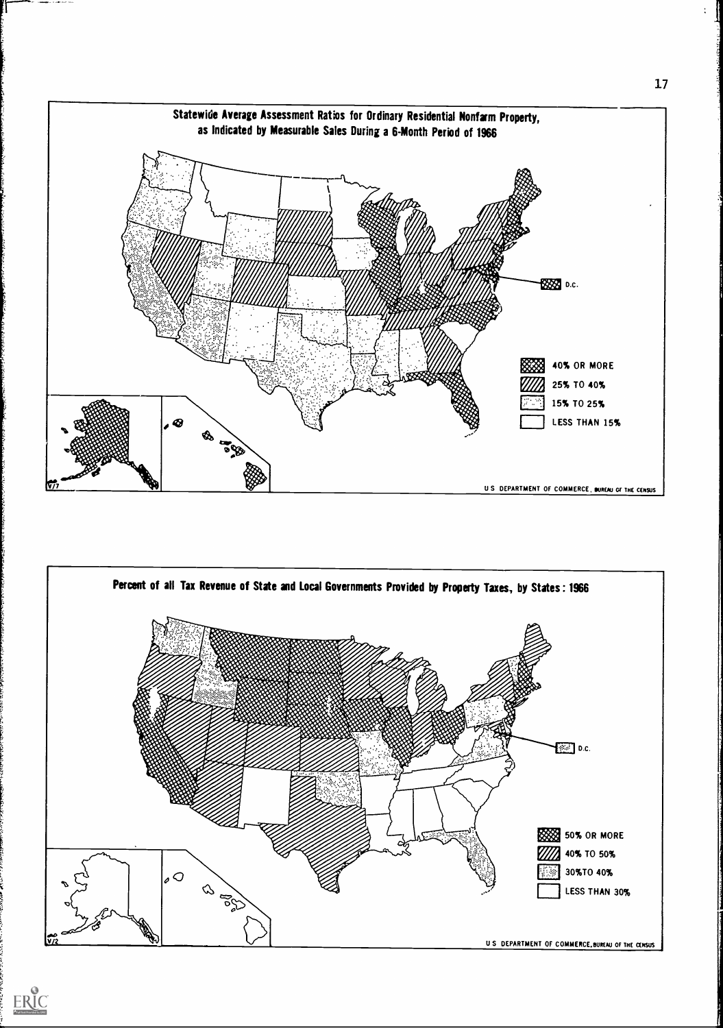## Statewide Average Assessment Ratios for Ordinary Residential Nonfarm Property, as Indicated by Measurable Sales During a 6-Month Period of 1966

D.C.

- 40% OR MORE
- 25% TO 40%
- 15% TO 25%
- LESS THAN 15%

U S DEPARTMENT OF COMMERCE, BUREAU OF THE CENSUS

## Percent of all Tax Revenue of State and Local Governments Provided by Property Taxes, by States: 1966

D.C.

- 50% OR MORE
- 40% TO 50%
- 30% TO 40%
- LESS THAN 30%

U S DEPARTMENT OF COMMERCE, BUREAU OF THE CENSUS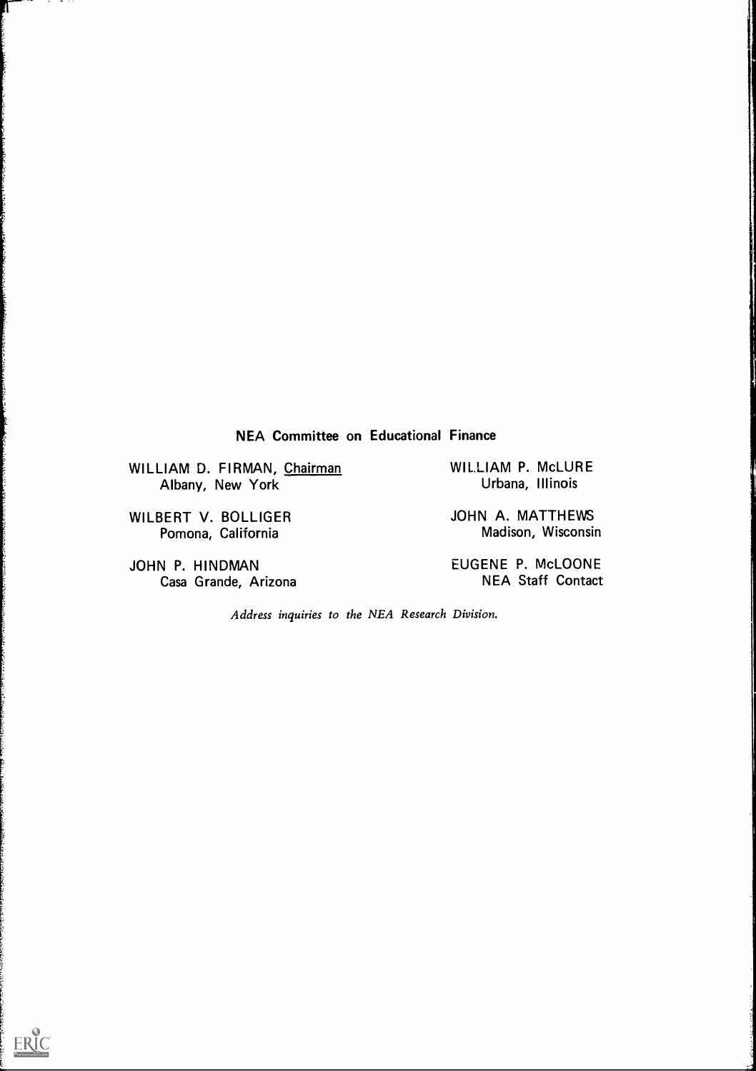## NEA Committee on Educational Finance

WILLIAM D. FIRMAN, Chairman
Albany, New York

WILBERT V. BOLLIGER
Pomona, California

JOHN P. HINDMAN
Casa Grande, Arizona

WILLIAM P. McLURE
Urbana, Illinois

JOHN A. MATTHEWS
Madison, Wisconsin

EUGENE P. McLOONE
NEA Staff Contact

*Address inquiries to the NEA Research Division.*